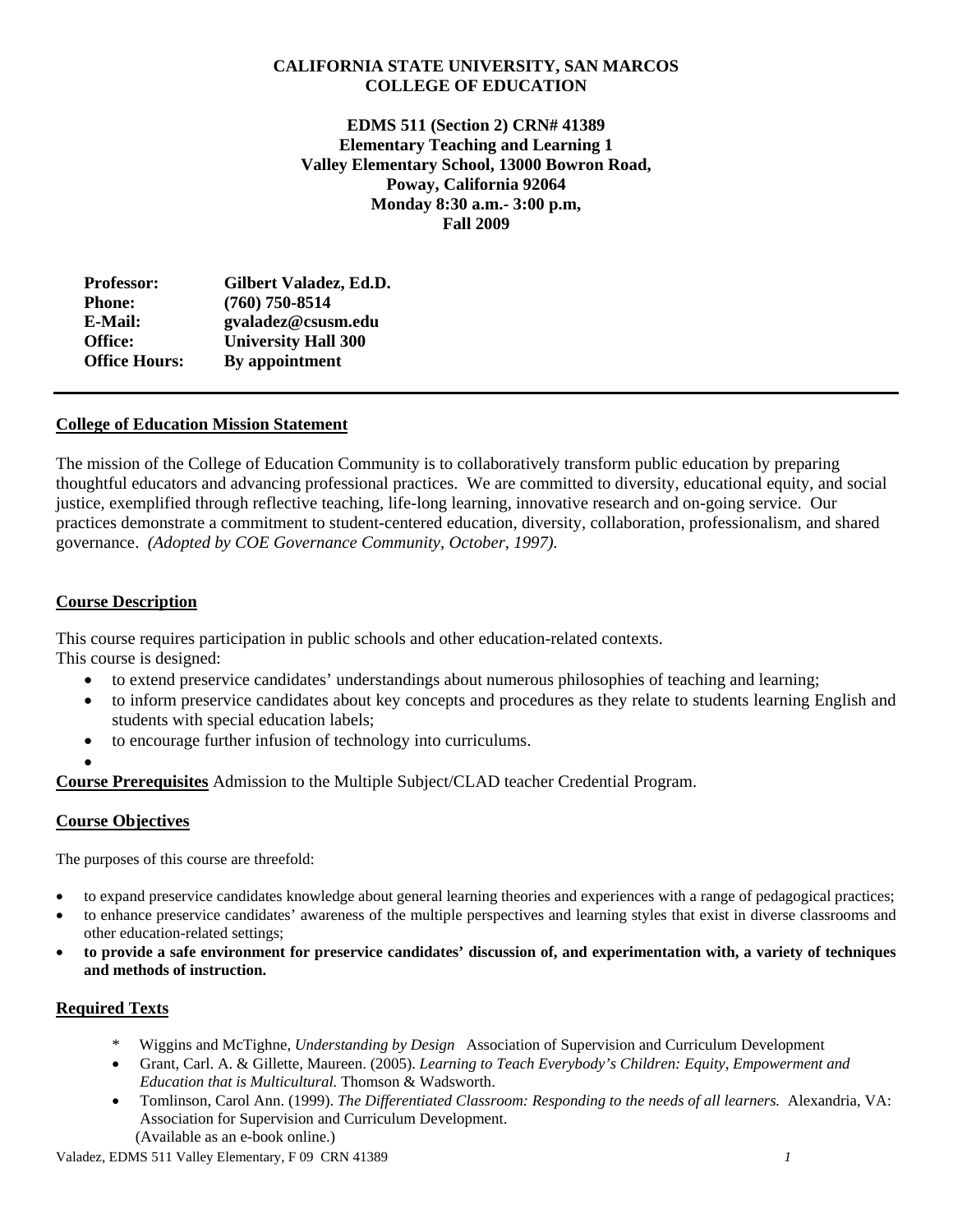**CALIFORNIA STATE UNIVERSITY, SAN MARCOS**
**COLLEGE OF EDUCATION**

**EDMS 511 (Section 2) CRN# 41389**
**Elementary Teaching and Learning 1**
**Valley Elementary School, 13000 Bowron Road,**
**Poway, California 92064**
**Monday 8:30 a.m.- 3:00 p.m,**
**Fall 2009**

| | |
|---|---|
| **Professor:** | **Gilbert Valadez, Ed.D.** |
| **Phone:** | **(760) 750-8514** |
| **E-Mail:** | **gvaladez@csusm.edu** |
| **Office:** | **University Hall 300** |
| **Office Hours:** | **By appointment** |

---

## College of Education Mission Statement

The mission of the College of Education Community is to collaboratively transform public education by preparing thoughtful educators and advancing professional practices. We are committed to diversity, educational equity, and social justice, exemplified through reflective teaching, life-long learning, innovative research and on-going service. Our practices demonstrate a commitment to student-centered education, diversity, collaboration, professionalism, and shared governance. *(Adopted by COE Governance Community, October, 1997).*

## Course Description

This course requires participation in public schools and other education-related contexts.
This course is designed:

- to extend preservice candidates' understandings about numerous philosophies of teaching and learning;
- to inform preservice candidates about key concepts and procedures as they relate to students learning English and students with special education labels;
- to encourage further infusion of technology into curriculums.

**Course Prerequisites** Admission to the Multiple Subject/CLAD teacher Credential Program.

## Course Objectives

The purposes of this course are threefold:

- to expand preservice candidates knowledge about general learning theories and experiences with a range of pedagogical practices;
- to enhance preservice candidates' awareness of the multiple perspectives and learning styles that exist in diverse classrooms and other education-related settings;
- **to provide a safe environment for preservice candidates' discussion of, and experimentation with, a variety of techniques and methods of instruction.**

## Required Texts

\* Wiggins and McTighne, *Understanding by Design* Association of Supervision and Curriculum Development

- Grant, Carl. A. & Gillette, Maureen. (2005). *Learning to Teach Everybody's Children: Equity, Empowerment and Education that is Multicultural.* Thomson & Wadsworth.
- Tomlinson, Carol Ann. (1999). *The Differentiated Classroom: Responding to the needs of all learners.* Alexandria, VA: Association for Supervision and Curriculum Development.
  (Available as an e-book online.)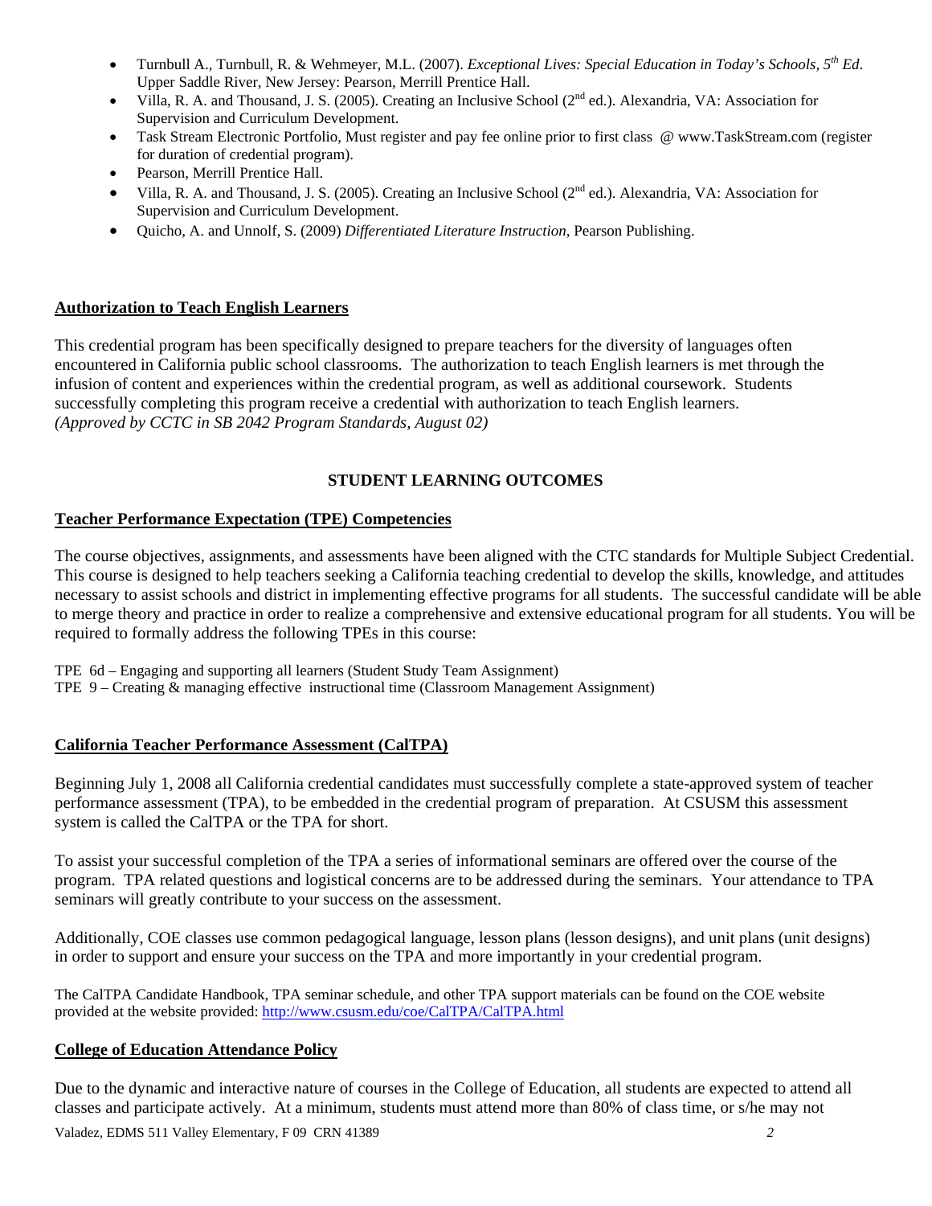- Turnbull A., Turnbull, R. & Wehmeyer, M.L. (2007). *Exceptional Lives: Special Education in Today's Schools, 5th Ed*. Upper Saddle River, New Jersey: Pearson, Merrill Prentice Hall.
- Villa, R. A. and Thousand, J. S. (2005). Creating an Inclusive School (2nd ed.). Alexandria, VA: Association for Supervision and Curriculum Development.
- Task Stream Electronic Portfolio, Must register and pay fee online prior to first class @ www.TaskStream.com (register for duration of credential program).
- Pearson, Merrill Prentice Hall.
- Villa, R. A. and Thousand, J. S. (2005). Creating an Inclusive School (2nd ed.). Alexandria, VA: Association for Supervision and Curriculum Development.
- Quicho, A. and Unnolf, S. (2009) *Differentiated Literature Instruction,* Pearson Publishing.

## Authorization to Teach English Learners

This credential program has been specifically designed to prepare teachers for the diversity of languages often encountered in California public school classrooms. The authorization to teach English learners is met through the infusion of content and experiences within the credential program, as well as additional coursework. Students successfully completing this program receive a credential with authorization to teach English learners.
*(Approved by CCTC in SB 2042 Program Standards, August 02)*

## STUDENT LEARNING OUTCOMES

### Teacher Performance Expectation (TPE) Competencies

The course objectives, assignments, and assessments have been aligned with the CTC standards for Multiple Subject Credential. This course is designed to help teachers seeking a California teaching credential to develop the skills, knowledge, and attitudes necessary to assist schools and district in implementing effective programs for all students. The successful candidate will be able to merge theory and practice in order to realize a comprehensive and extensive educational program for all students. You will be required to formally address the following TPEs in this course:

TPE 6d – Engaging and supporting all learners (Student Study Team Assignment)
TPE 9 – Creating & managing effective instructional time (Classroom Management Assignment)

### California Teacher Performance Assessment (CalTPA)

Beginning July 1, 2008 all California credential candidates must successfully complete a state-approved system of teacher performance assessment (TPA), to be embedded in the credential program of preparation. At CSUSM this assessment system is called the CalTPA or the TPA for short.

To assist your successful completion of the TPA a series of informational seminars are offered over the course of the program. TPA related questions and logistical concerns are to be addressed during the seminars. Your attendance to TPA seminars will greatly contribute to your success on the assessment.

Additionally, COE classes use common pedagogical language, lesson plans (lesson designs), and unit plans (unit designs) in order to support and ensure your success on the TPA and more importantly in your credential program.

The CalTPA Candidate Handbook, TPA seminar schedule, and other TPA support materials can be found on the COE website provided at the website provided: http://www.csusm.edu/coe/CalTPA/CalTPA.html

### College of Education Attendance Policy

Due to the dynamic and interactive nature of courses in the College of Education, all students are expected to attend all classes and participate actively. At a minimum, students must attend more than 80% of class time, or s/he may not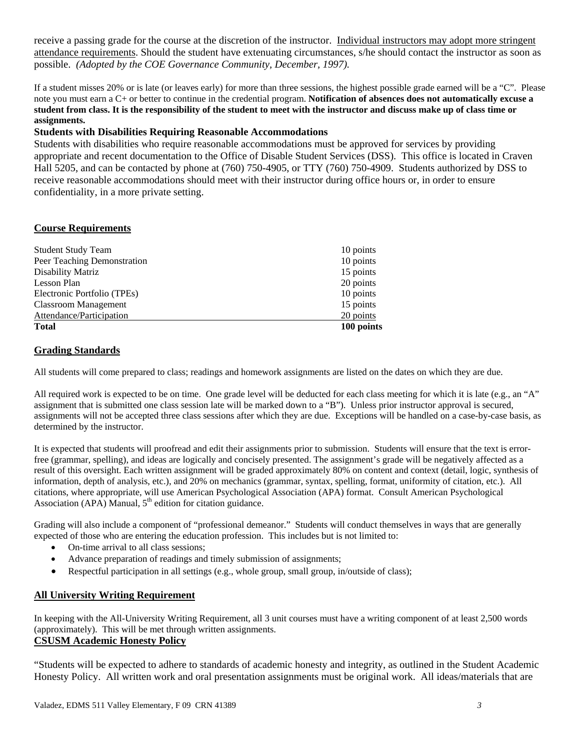receive a passing grade for the course at the discretion of the instructor. Individual instructors may adopt more stringent attendance requirements. Should the student have extenuating circumstances, s/he should contact the instructor as soon as possible. *(Adopted by the COE Governance Community, December, 1997).*

If a student misses 20% or is late (or leaves early) for more than three sessions, the highest possible grade earned will be a "C". Please note you must earn a C+ or better to continue in the credential program. **Notification of absences does not automatically excuse a student from class. It is the responsibility of the student to meet with the instructor and discuss make up of class time or assignments.**

**Students with Disabilities Requiring Reasonable Accommodations**

Students with disabilities who require reasonable accommodations must be approved for services by providing appropriate and recent documentation to the Office of Disable Student Services (DSS). This office is located in Craven Hall 5205, and can be contacted by phone at (760) 750-4905, or TTY (760) 750-4909. Students authorized by DSS to receive reasonable accommodations should meet with their instructor during office hours or, in order to ensure confidentiality, in a more private setting.

## Course Requirements

| | |
|---|---|
| Student Study Team | 10 points |
| Peer Teaching Demonstration | 10 points |
| Disability Matriz | 15 points |
| Lesson Plan | 20 points |
| Electronic Portfolio (TPEs) | 10 points |
| Classroom Management | 15 points |
| Attendance/Participation | 20 points |
| **Total** | **100 points** |

## Grading Standards

All students will come prepared to class; readings and homework assignments are listed on the dates on which they are due.

All required work is expected to be on time. One grade level will be deducted for each class meeting for which it is late (e.g., an "A" assignment that is submitted one class session late will be marked down to a "B"). Unless prior instructor approval is secured, assignments will not be accepted three class sessions after which they are due. Exceptions will be handled on a case-by-case basis, as determined by the instructor.

It is expected that students will proofread and edit their assignments prior to submission. Students will ensure that the text is error-free (grammar, spelling), and ideas are logically and concisely presented. The assignment's grade will be negatively affected as a result of this oversight. Each written assignment will be graded approximately 80% on content and context (detail, logic, synthesis of information, depth of analysis, etc.), and 20% on mechanics (grammar, syntax, spelling, format, uniformity of citation, etc.). All citations, where appropriate, will use American Psychological Association (APA) format. Consult American Psychological Association (APA) Manual, 5th edition for citation guidance.

Grading will also include a component of "professional demeanor." Students will conduct themselves in ways that are generally expected of those who are entering the education profession. This includes but is not limited to:

- On-time arrival to all class sessions;
- Advance preparation of readings and timely submission of assignments;
- Respectful participation in all settings (e.g., whole group, small group, in/outside of class);

## All University Writing Requirement

In keeping with the All-University Writing Requirement, all 3 unit courses must have a writing component of at least 2,500 words (approximately). This will be met through written assignments.

## CSUSM Academic Honesty Policy

"Students will be expected to adhere to standards of academic honesty and integrity, as outlined in the Student Academic Honesty Policy. All written work and oral presentation assignments must be original work. All ideas/materials that are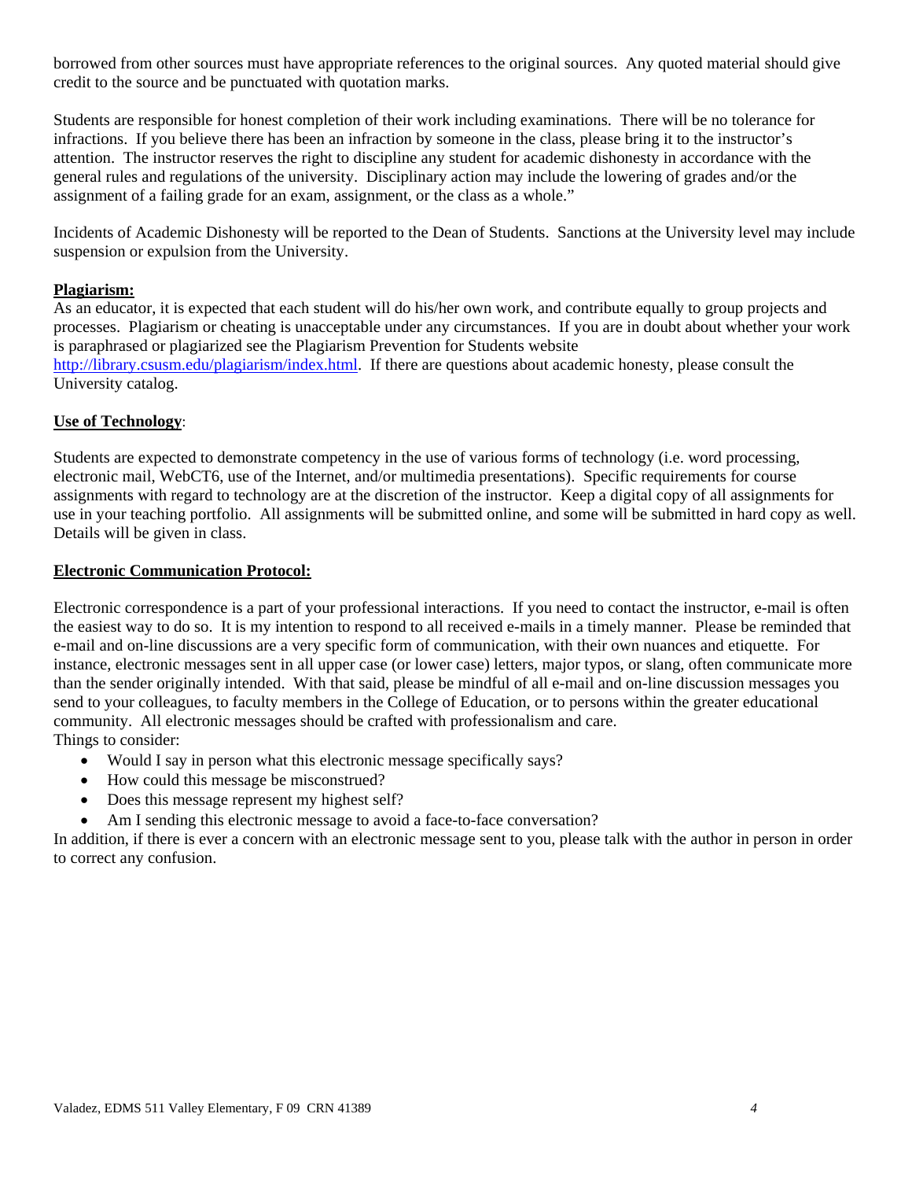borrowed from other sources must have appropriate references to the original sources. Any quoted material should give credit to the source and be punctuated with quotation marks.

Students are responsible for honest completion of their work including examinations. There will be no tolerance for infractions. If you believe there has been an infraction by someone in the class, please bring it to the instructor's attention. The instructor reserves the right to discipline any student for academic dishonesty in accordance with the general rules and regulations of the university. Disciplinary action may include the lowering of grades and/or the assignment of a failing grade for an exam, assignment, or the class as a whole."

Incidents of Academic Dishonesty will be reported to the Dean of Students. Sanctions at the University level may include suspension or expulsion from the University.

**Plagiarism:**

As an educator, it is expected that each student will do his/her own work, and contribute equally to group projects and processes. Plagiarism or cheating is unacceptable under any circumstances. If you are in doubt about whether your work is paraphrased or plagiarized see the Plagiarism Prevention for Students website http://library.csusm.edu/plagiarism/index.html. If there are questions about academic honesty, please consult the University catalog.

**Use of Technology**:

Students are expected to demonstrate competency in the use of various forms of technology (i.e. word processing, electronic mail, WebCT6, use of the Internet, and/or multimedia presentations). Specific requirements for course assignments with regard to technology are at the discretion of the instructor. Keep a digital copy of all assignments for use in your teaching portfolio. All assignments will be submitted online, and some will be submitted in hard copy as well. Details will be given in class.

**Electronic Communication Protocol:**

Electronic correspondence is a part of your professional interactions. If you need to contact the instructor, e-mail is often the easiest way to do so. It is my intention to respond to all received e-mails in a timely manner. Please be reminded that e-mail and on-line discussions are a very specific form of communication, with their own nuances and etiquette. For instance, electronic messages sent in all upper case (or lower case) letters, major typos, or slang, often communicate more than the sender originally intended. With that said, please be mindful of all e-mail and on-line discussion messages you send to your colleagues, to faculty members in the College of Education, or to persons within the greater educational community. All electronic messages should be crafted with professionalism and care.
Things to consider:

- Would I say in person what this electronic message specifically says?
- How could this message be misconstrued?
- Does this message represent my highest self?
- Am I sending this electronic message to avoid a face-to-face conversation?

In addition, if there is ever a concern with an electronic message sent to you, please talk with the author in person in order to correct any confusion.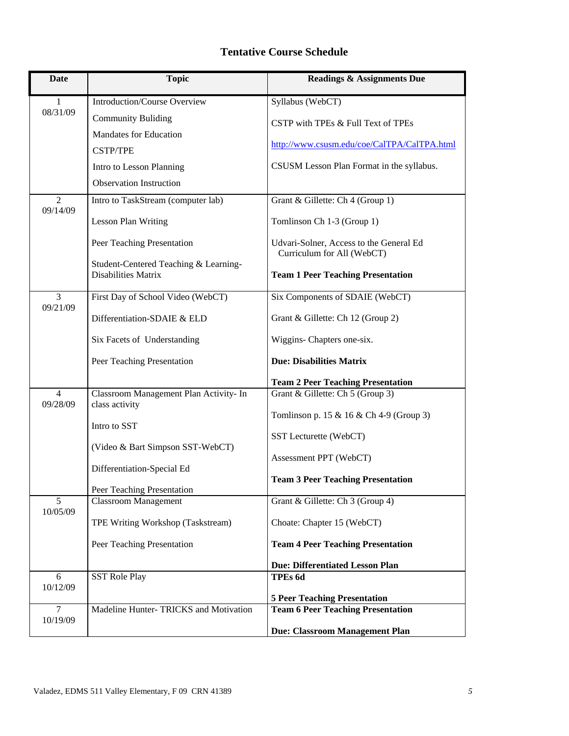## Tentative Course Schedule

| Date | Topic | Readings & Assignments Due |
|---|---|---|
| 1<br>08/31/09 | Introduction/Course Overview<br>Community Buliding<br>Mandates for Education<br>CSTP/TPE<br>Intro to Lesson Planning<br>Observation Instruction | Syllabus (WebCT)<br>CSTP with TPEs & Full Text of TPEs<br>http://www.csusm.edu/coe/CalTPA/CalTPA.html<br>CSUSM Lesson Plan Format in the syllabus. |
| 2<br>09/14/09 | Intro to TaskStream (computer lab)<br>Lesson Plan Writing<br>Peer Teaching Presentation<br>Student-Centered Teaching & Learning-Disabilities Matrix | Grant & Gillette: Ch 4 (Group 1)<br>Tomlinson Ch 1-3 (Group 1)<br>Udvari-Solner, Access to the General Ed Curriculum for All (WebCT)<br>**Team 1 Peer Teaching Presentation** |
| 3<br>09/21/09 | First Day of School Video (WebCT)<br>Differentiation-SDAIE & ELD<br>Six Facets of Understanding<br>Peer Teaching Presentation | Six Components of SDAIE (WebCT)<br>Grant & Gillette: Ch 12 (Group 2)<br>Wiggins- Chapters one-six.<br>**Due: Disabilities Matrix**<br>**Team 2 Peer Teaching Presentation** |
| 4<br>09/28/09 | Classroom Management Plan Activity- In class activity<br>Intro to SST<br>(Video & Bart Simpson SST-WebCT)<br>Differentiation-Special Ed<br>Peer Teaching Presentation | Grant & Gillette: Ch 5 (Group 3)<br>Tomlinson p. 15 & 16 & Ch 4-9 (Group 3)<br>SST Lecturette (WebCT)<br>Assessment PPT (WebCT)<br>**Team 3 Peer Teaching Presentation** |
| 5<br>10/05/09 | Classroom Management<br>TPE Writing Workshop (Taskstream)<br>Peer Teaching Presentation | Grant & Gillette: Ch 3 (Group 4)<br>Choate: Chapter 15 (WebCT)<br>**Team 4 Peer Teaching Presentation**<br>**Due: Differentiated Lesson Plan** |
| 6<br>10/12/09 | SST Role Play | **TPEs 6d**<br>**5 Peer Teaching Presentation** |
| 7<br>10/19/09 | Madeline Hunter- TRICKS and Motivation | **Team 6 Peer Teaching Presentation**<br>**Due: Classroom Management Plan** |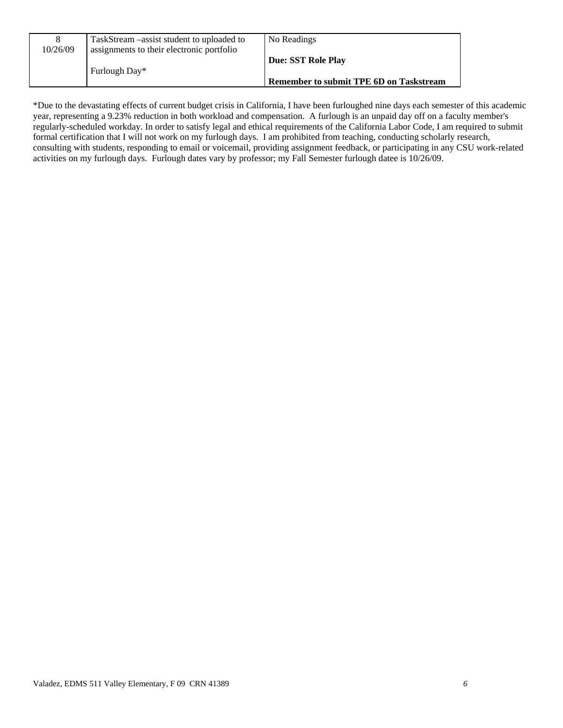| | | |
|---|---|---|
| 8<br>10/26/09 | TaskStream –assist student to uploaded to assignments to their electronic portfolio<br><br>Furlough Day* | No Readings<br><br>**Due: SST Role Play**<br><br>**Remember to submit TPE 6D on Taskstream** |

*Due to the devastating effects of current budget crisis in California, I have been furloughed nine days each semester of this academic year, representing a 9.23% reduction in both workload and compensation. A furlough is an unpaid day off on a faculty member's regularly-scheduled workday. In order to satisfy legal and ethical requirements of the California Labor Code, I am required to submit formal certification that I will not work on my furlough days. I am prohibited from teaching, conducting scholarly research, consulting with students, responding to email or voicemail, providing assignment feedback, or participating in any CSU work-related activities on my furlough days. Furlough dates vary by professor; my Fall Semester furlough datee is 10/26/09.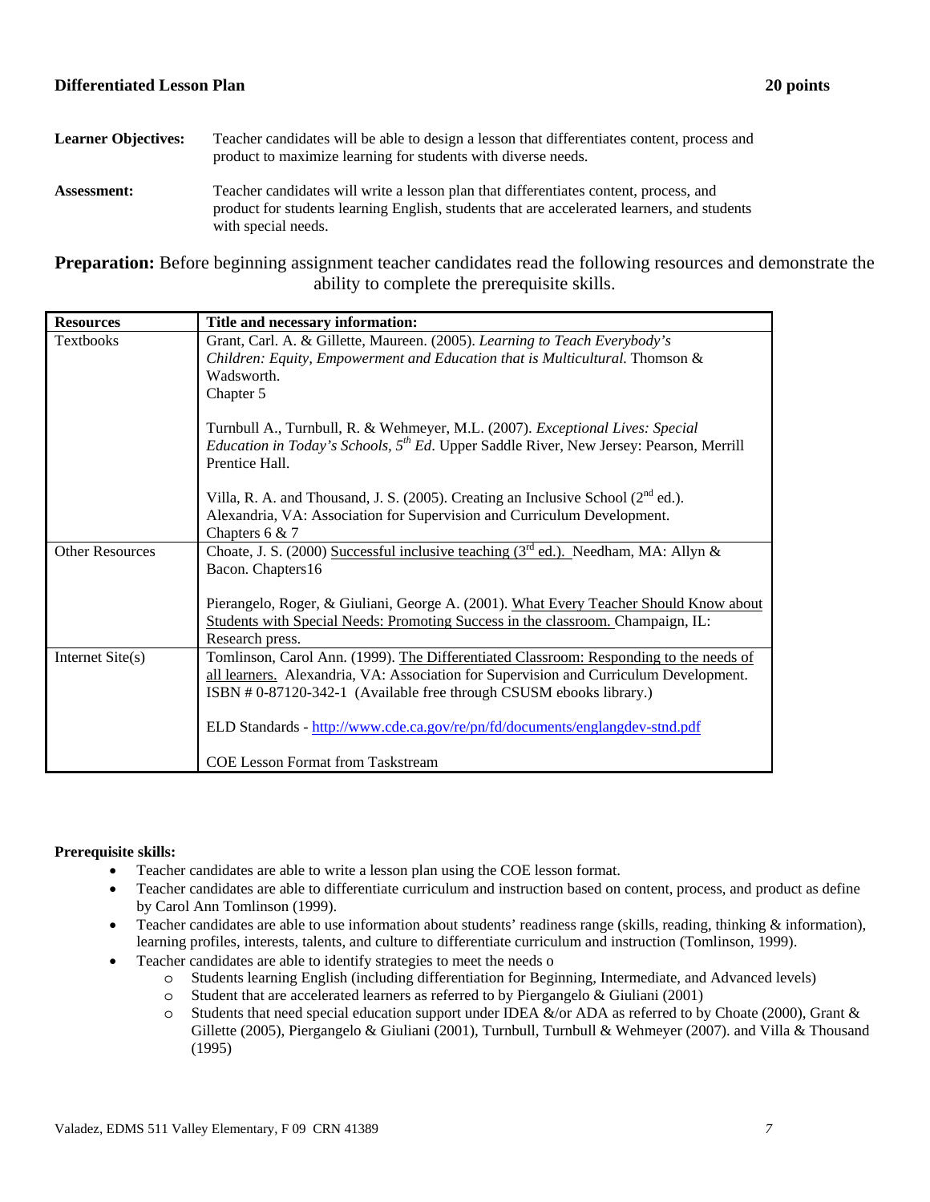**Differentiated Lesson Plan** **20 points**

**Learner Objectives:** Teacher candidates will be able to design a lesson that differentiates content, process and product to maximize learning for students with diverse needs.

**Assessment:** Teacher candidates will write a lesson plan that differentiates content, process, and product for students learning English, students that are accelerated learners, and students with special needs.

**Preparation:** Before beginning assignment teacher candidates read the following resources and demonstrate the ability to complete the prerequisite skills.

| **Resources** | **Title and necessary information:** |
|---|---|
| Textbooks | Grant, Carl. A. & Gillette, Maureen. (2005). *Learning to Teach Everybody's Children: Equity, Empowerment and Education that is Multicultural.* Thomson & Wadsworth.<br>Chapter 5<br><br>Turnbull A., Turnbull, R. & Wehmeyer, M.L. (2007). *Exceptional Lives: Special Education in Today's Schools, 5th Ed*. Upper Saddle River, New Jersey: Pearson, Merrill Prentice Hall.<br><br>Villa, R. A. and Thousand, J. S. (2005). Creating an Inclusive School (2nd ed.). Alexandria, VA: Association for Supervision and Curriculum Development.<br>Chapters 6 & 7 |
| Other Resources | Choate, J. S. (2000) Successful inclusive teaching (3rd ed.). Needham, MA: Allyn & Bacon. Chapters16<br><br>Pierangelo, Roger, & Giuliani, George A. (2001). What Every Teacher Should Know about Students with Special Needs: Promoting Success in the classroom. Champaign, IL: Research press. |
| Internet Site(s) | Tomlinson, Carol Ann. (1999). The Differentiated Classroom: Responding to the needs of all learners. Alexandria, VA: Association for Supervision and Curriculum Development. ISBN # 0-87120-342-1 (Available free through CSUSM ebooks library.)<br><br>ELD Standards - http://www.cde.ca.gov/re/pn/fd/documents/englangdev-stnd.pdf<br><br>COE Lesson Format from Taskstream |

**Prerequisite skills:**

- Teacher candidates are able to write a lesson plan using the COE lesson format.
- Teacher candidates are able to differentiate curriculum and instruction based on content, process, and product as define by Carol Ann Tomlinson (1999).
- Teacher candidates are able to use information about students' readiness range (skills, reading, thinking & information), learning profiles, interests, talents, and culture to differentiate curriculum and instruction (Tomlinson, 1999).
- Teacher candidates are able to identify strategies to meet the needs o
  - Students learning English (including differentiation for Beginning, Intermediate, and Advanced levels)
  - Student that are accelerated learners as referred to by Piergangelo & Giuliani (2001)
  - Students that need special education support under IDEA &/or ADA as referred to by Choate (2000), Grant & Gillette (2005), Piergangelo & Giuliani (2001), Turnbull, Turnbull & Wehmeyer (2007). and Villa & Thousand (1995)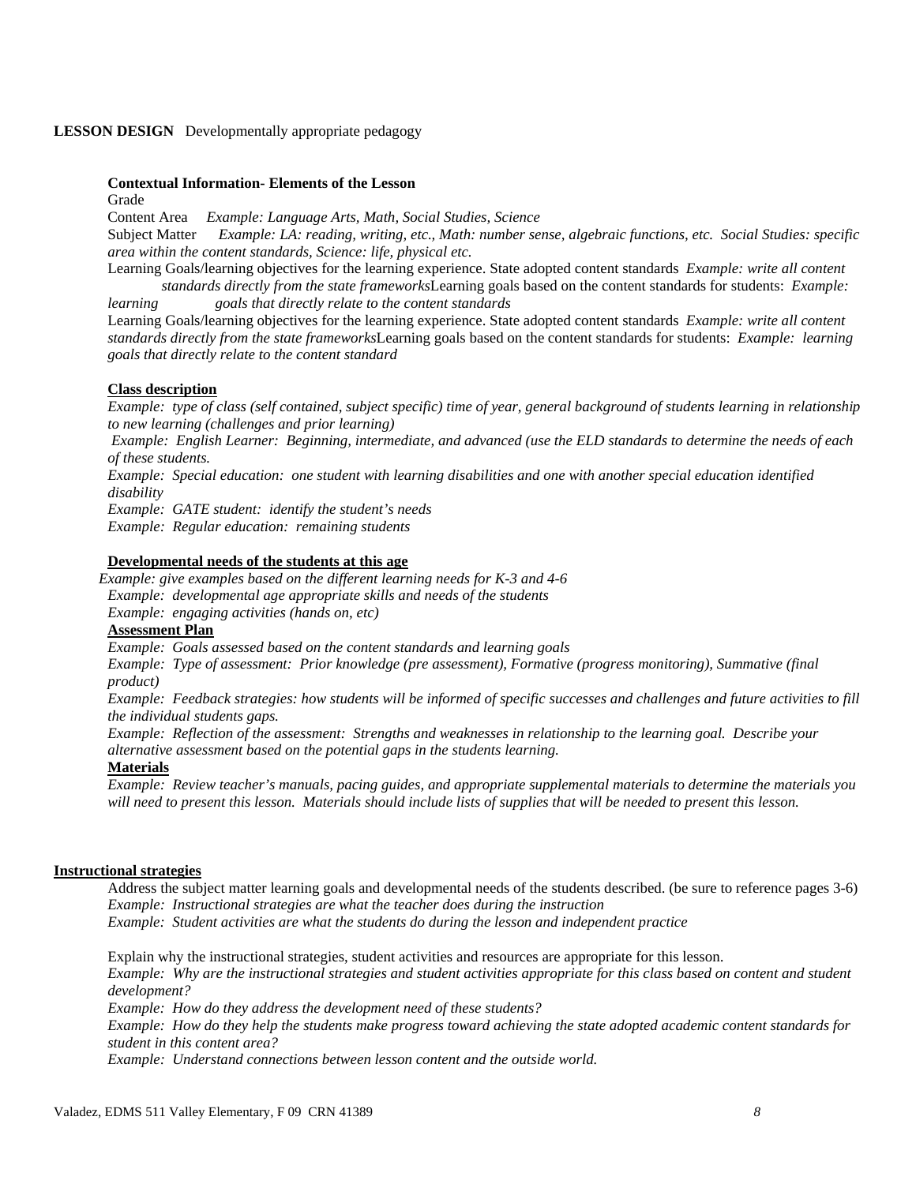**LESSON DESIGN** Developmentally appropriate pedagogy

**Contextual Information- Elements of the Lesson**

Grade

Content Area *Example: Language Arts, Math, Social Studies, Science*

Subject Matter *Example: LA: reading, writing, etc., Math: number sense, algebraic functions, etc. Social Studies: specific area within the content standards, Science: life, physical etc.*

Learning Goals/learning objectives for the learning experience. State adopted content standards *Example: write all content standards directly from the state frameworks*Learning goals based on the content standards for students: *Example: learning goals that directly relate to the content standards*

Learning Goals/learning objectives for the learning experience. State adopted content standards *Example: write all content standards directly from the state frameworks*Learning goals based on the content standards for students: *Example: learning goals that directly relate to the content standard*

**Class description**

*Example: type of class (self contained, subject specific) time of year, general background of students learning in relationship to new learning (challenges and prior learning)*

*Example: English Learner: Beginning, intermediate, and advanced (use the ELD standards to determine the needs of each of these students.*

*Example: Special education: one student with learning disabilities and one with another special education identified disability*

*Example: GATE student: identify the student's needs*

*Example: Regular education: remaining students*

**Developmental needs of the students at this age**

*Example: give examples based on the different learning needs for K-3 and 4-6*

*Example: developmental age appropriate skills and needs of the students*

*Example: engaging activities (hands on, etc)*

**Assessment Plan**

*Example: Goals assessed based on the content standards and learning goals*

*Example: Type of assessment: Prior knowledge (pre assessment), Formative (progress monitoring), Summative (final product)*

*Example: Feedback strategies: how students will be informed of specific successes and challenges and future activities to fill the individual students gaps.*

*Example: Reflection of the assessment: Strengths and weaknesses in relationship to the learning goal. Describe your alternative assessment based on the potential gaps in the students learning.*

**Materials**

*Example: Review teacher's manuals, pacing guides, and appropriate supplemental materials to determine the materials you will need to present this lesson. Materials should include lists of supplies that will be needed to present this lesson.*

**Instructional strategies**

Address the subject matter learning goals and developmental needs of the students described. (be sure to reference pages 3-6)

*Example: Instructional strategies are what the teacher does during the instruction*

*Example: Student activities are what the students do during the lesson and independent practice*

Explain why the instructional strategies, student activities and resources are appropriate for this lesson.

*Example: Why are the instructional strategies and student activities appropriate for this class based on content and student development?*

*Example: How do they address the development need of these students?*

*Example: How do they help the students make progress toward achieving the state adopted academic content standards for student in this content area?*

*Example: Understand connections between lesson content and the outside world.*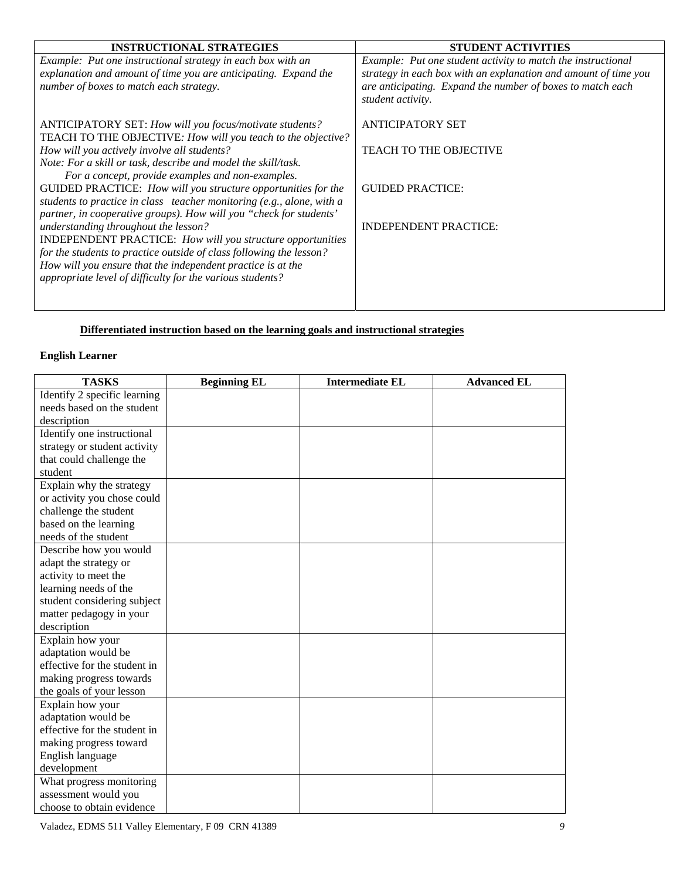| INSTRUCTIONAL STRATEGIES | STUDENT ACTIVITIES |
|---|---|
| *Example: Put one instructional strategy in each box with an explanation and amount of time you are anticipating. Expand the number of boxes to match each strategy.*<br><br>ANTICIPATORY SET: *How will you focus/motivate students?*<br>TEACH TO THE OBJECTIVE*: How will you teach to the objective? How will you actively involve all students?*<br>*Note: For a skill or task, describe and model the skill/task. For a concept, provide examples and non-examples.*<br>GUIDED PRACTICE: *How will you structure opportunities for the students to practice in class teacher monitoring (e.g., alone, with a partner, in cooperative groups). How will you "check for students' understanding throughout the lesson?*<br>INDEPENDENT PRACTICE: *How will you structure opportunities for the students to practice outside of class following the lesson? How will you ensure that the independent practice is at the appropriate level of difficulty for the various students?* | *Example: Put one student activity to match the instructional strategy in each box with an explanation and amount of time you are anticipating. Expand the number of boxes to match each student activity.*<br><br>ANTICIPATORY SET<br><br>TEACH TO THE OBJECTIVE<br><br>GUIDED PRACTICE:<br><br>INDEPENDENT PRACTICE: |

**<u>Differentiated instruction based on the learning goals and instructional strategies</u>**

**English Learner**

| TASKS | Beginning EL | Intermediate EL | Advanced EL |
|---|---|---|---|
| Identify 2 specific learning needs based on the student description | | | |
| Identify one instructional strategy or student activity that could challenge the student | | | |
| Explain why the strategy or activity you chose could challenge the student based on the learning needs of the student | | | |
| Describe how you would adapt the strategy or activity to meet the learning needs of the student considering subject matter pedagogy in your description | | | |
| Explain how your adaptation would be effective for the student in making progress towards the goals of your lesson | | | |
| Explain how your adaptation would be effective for the student in making progress toward English language development | | | |
| What progress monitoring assessment would you choose to obtain evidence | | | |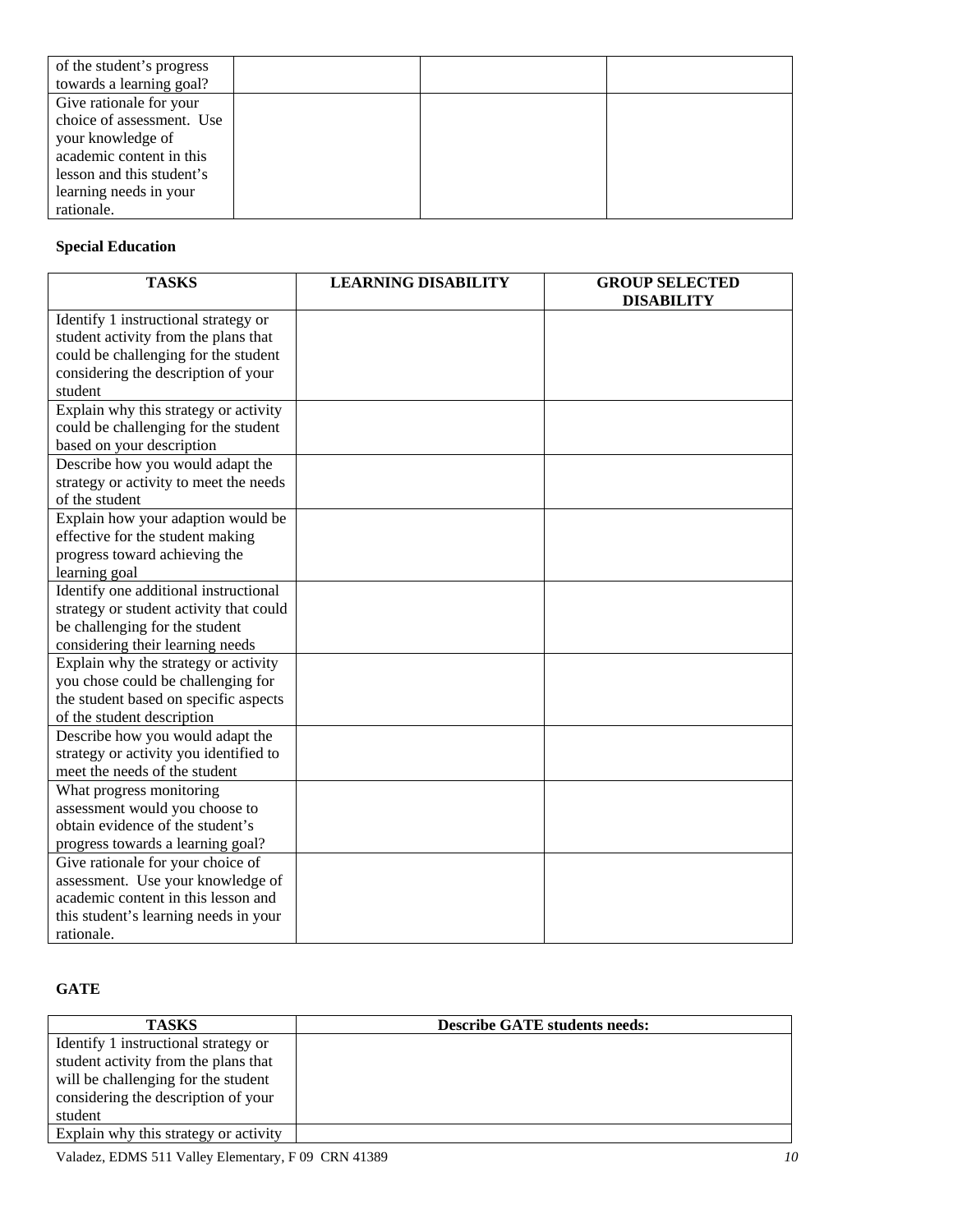| | | | |
|---|---|---|---|
| of the student's progress towards a learning goal? | | | |
| Give rationale for your choice of assessment. Use your knowledge of academic content in this lesson and this student's learning needs in your rationale. | | | |

**Special Education**

| TASKS | LEARNING DISABILITY | GROUP SELECTED DISABILITY |
|---|---|---|
| Identify 1 instructional strategy or student activity from the plans that could be challenging for the student considering the description of your student | | |
| Explain why this strategy or activity could be challenging for the student based on your description | | |
| Describe how you would adapt the strategy or activity to meet the needs of the student | | |
| Explain how your adaption would be effective for the student making progress toward achieving the learning goal | | |
| Identify one additional instructional strategy or student activity that could be challenging for the student considering their learning needs | | |
| Explain why the strategy or activity you chose could be challenging for the student based on specific aspects of the student description | | |
| Describe how you would adapt the strategy or activity you identified to meet the needs of the student | | |
| What progress monitoring assessment would you choose to obtain evidence of the student's progress towards a learning goal? | | |
| Give rationale for your choice of assessment. Use your knowledge of academic content in this lesson and this student's learning needs in your rationale. | | |

**GATE**

| TASKS | Describe GATE students needs: |
|---|---|
| Identify 1 instructional strategy or student activity from the plans that will be challenging for the student considering the description of your student | |
| Explain why this strategy or activity | |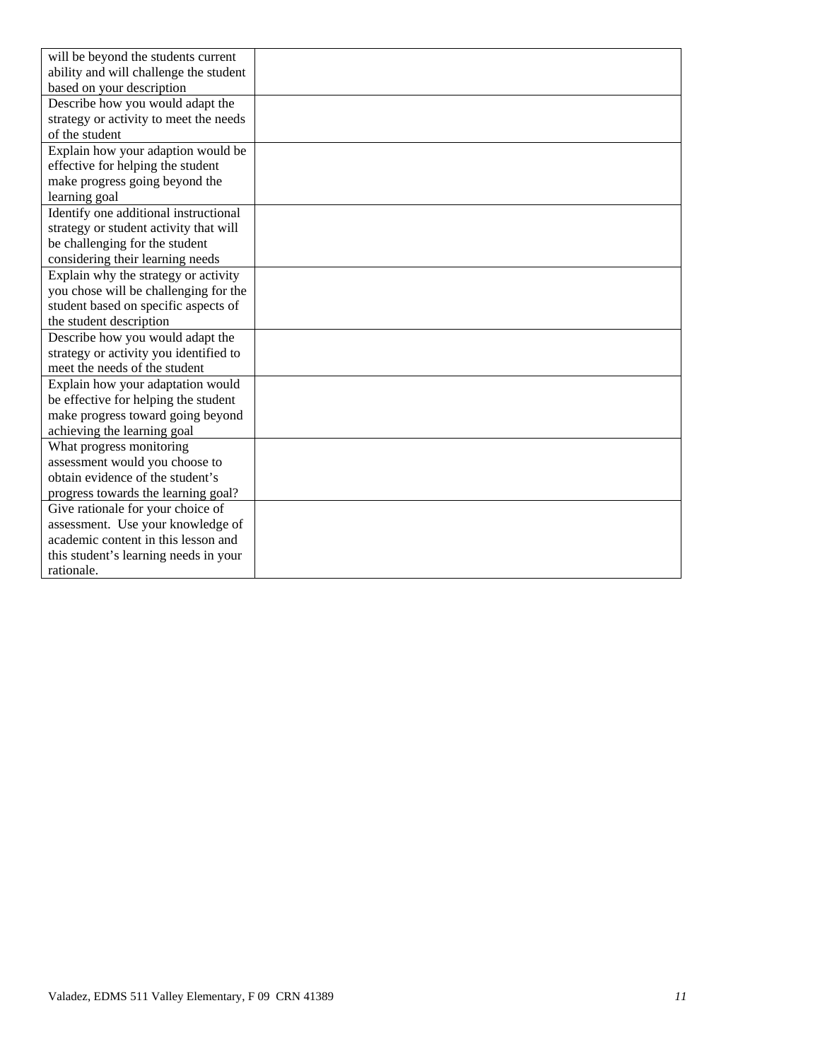| | |
|---|---|
| will be beyond the students current ability and will challenge the student based on your description | |
| Describe how you would adapt the strategy or activity to meet the needs of the student | |
| Explain how your adaption would be effective for helping the student make progress going beyond the learning goal | |
| Identify one additional instructional strategy or student activity that will be challenging for the student considering their learning needs | |
| Explain why the strategy or activity you chose will be challenging for the student based on specific aspects of the student description | |
| Describe how you would adapt the strategy or activity you identified to meet the needs of the student | |
| Explain how your adaptation would be effective for helping the student make progress toward going beyond achieving the learning goal | |
| What progress monitoring assessment would you choose to obtain evidence of the student's progress towards the learning goal? | |
| Give rationale for your choice of assessment. Use your knowledge of academic content in this lesson and this student's learning needs in your rationale. | |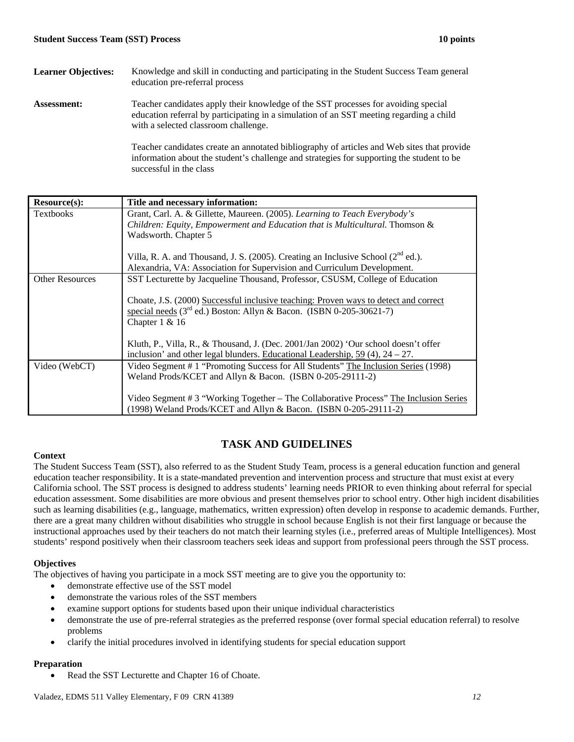**Student Success Team (SST) Process** **10 points**

**Learner Objectives:** Knowledge and skill in conducting and participating in the Student Success Team general education pre-referral process

**Assessment:** Teacher candidates apply their knowledge of the SST processes for avoiding special education referral by participating in a simulation of an SST meeting regarding a child with a selected classroom challenge.

Teacher candidates create an annotated bibliography of articles and Web sites that provide information about the student's challenge and strategies for supporting the student to be successful in the class

| Resource(s): | Title and necessary information: |
|---|---|
| Textbooks | Grant, Carl. A. & Gillette, Maureen. (2005). *Learning to Teach Everybody's Children: Equity, Empowerment and Education that is Multicultural.* Thomson & Wadsworth. Chapter 5<br><br>Villa, R. A. and Thousand, J. S. (2005). Creating an Inclusive School (2nd ed.). Alexandria, VA: Association for Supervision and Curriculum Development. |
| Other Resources | SST Lecturette by Jacqueline Thousand, Professor, CSUSM, College of Education<br><br>Choate, J.S. (2000) Successful inclusive teaching: Proven ways to detect and correct special needs (3rd ed.) Boston: Allyn & Bacon. (ISBN 0-205-30621-7) Chapter 1 & 16<br><br>Kluth, P., Villa, R., & Thousand, J. (Dec. 2001/Jan 2002) 'Our school doesn't offer inclusion' and other legal blunders. Educational Leadership, 59 (4), 24 – 27. |
| Video (WebCT) | Video Segment # 1 "Promoting Success for All Students" The Inclusion Series (1998) Weland Prods/KCET and Allyn & Bacon. (ISBN 0-205-29111-2)<br><br>Video Segment # 3 "Working Together – The Collaborative Process" The Inclusion Series (1998) Weland Prods/KCET and Allyn & Bacon. (ISBN 0-205-29111-2) |

## TASK AND GUIDELINES

**Context**

The Student Success Team (SST), also referred to as the Student Study Team, process is a general education function and general education teacher responsibility. It is a state-mandated prevention and intervention process and structure that must exist at every California school. The SST process is designed to address students' learning needs PRIOR to even thinking about referral for special education assessment. Some disabilities are more obvious and present themselves prior to school entry. Other high incident disabilities such as learning disabilities (e.g., language, mathematics, written expression) often develop in response to academic demands. Further, there are a great many children without disabilities who struggle in school because English is not their first language or because the instructional approaches used by their teachers do not match their learning styles (i.e., preferred areas of Multiple Intelligences). Most students' respond positively when their classroom teachers seek ideas and support from professional peers through the SST process.

**Objectives**

The objectives of having you participate in a mock SST meeting are to give you the opportunity to:

- demonstrate effective use of the SST model
- demonstrate the various roles of the SST members
- examine support options for students based upon their unique individual characteristics
- demonstrate the use of pre-referral strategies as the preferred response (over formal special education referral) to resolve problems
- clarify the initial procedures involved in identifying students for special education support

**Preparation**

- Read the SST Lecturette and Chapter 16 of Choate.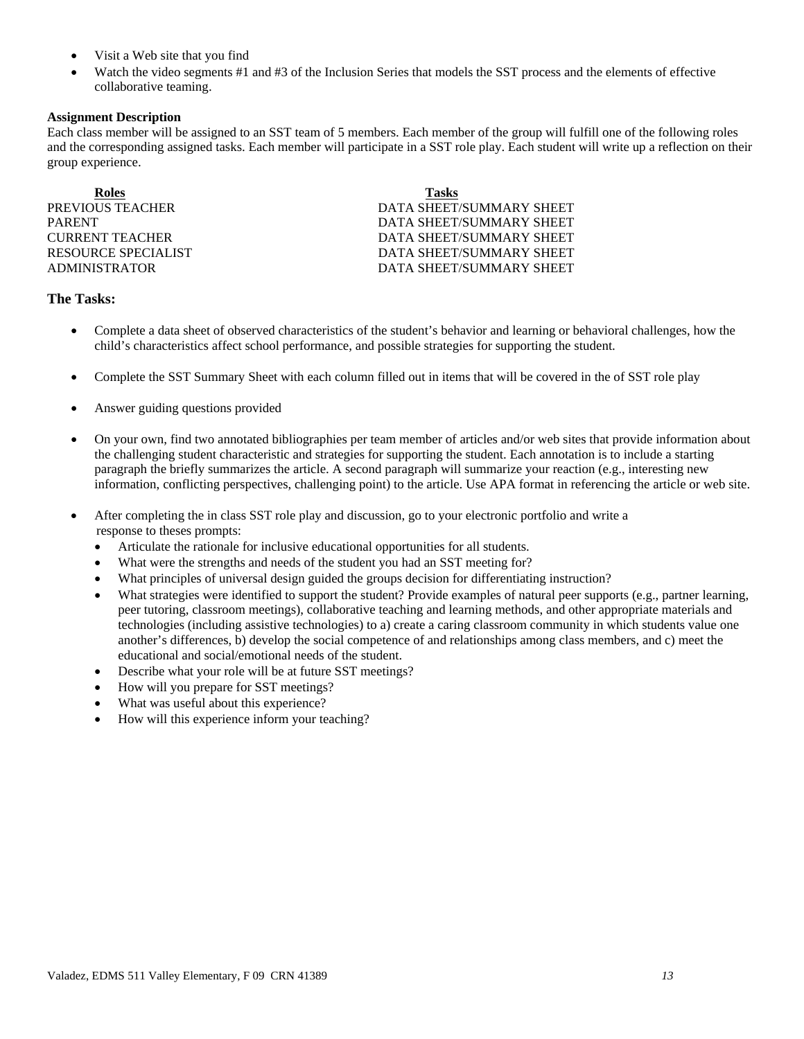- Visit a Web site that you find
- Watch the video segments #1 and #3 of the Inclusion Series that models the SST process and the elements of effective collaborative teaming.

**Assignment Description**

Each class member will be assigned to an SST team of 5 members. Each member of the group will fulfill one of the following roles and the corresponding assigned tasks. Each member will participate in a SST role play. Each student will write up a reflection on their group experience.

| Roles | Tasks |
|---|---|
| PREVIOUS TEACHER | DATA SHEET/SUMMARY SHEET |
| PARENT | DATA SHEET/SUMMARY SHEET |
| CURRENT TEACHER | DATA SHEET/SUMMARY SHEET |
| RESOURCE SPECIALIST | DATA SHEET/SUMMARY SHEET |
| ADMINISTRATOR | DATA SHEET/SUMMARY SHEET |

### The Tasks:

- Complete a data sheet of observed characteristics of the student's behavior and learning or behavioral challenges, how the child's characteristics affect school performance, and possible strategies for supporting the student.
- Complete the SST Summary Sheet with each column filled out in items that will be covered in the of SST role play
- Answer guiding questions provided
- On your own, find two annotated bibliographies per team member of articles and/or web sites that provide information about the challenging student characteristic and strategies for supporting the student. Each annotation is to include a starting paragraph the briefly summarizes the article. A second paragraph will summarize your reaction (e.g., interesting new information, conflicting perspectives, challenging point) to the article. Use APA format in referencing the article or web site.
- After completing the in class SST role play and discussion, go to your electronic portfolio and write a response to theses prompts:
  - Articulate the rationale for inclusive educational opportunities for all students.
  - What were the strengths and needs of the student you had an SST meeting for?
  - What principles of universal design guided the groups decision for differentiating instruction?
  - What strategies were identified to support the student? Provide examples of natural peer supports (e.g., partner learning, peer tutoring, classroom meetings), collaborative teaching and learning methods, and other appropriate materials and technologies (including assistive technologies) to a) create a caring classroom community in which students value one another's differences, b) develop the social competence of and relationships among class members, and c) meet the educational and social/emotional needs of the student.
  - Describe what your role will be at future SST meetings?
  - How will you prepare for SST meetings?
  - What was useful about this experience?
  - How will this experience inform your teaching?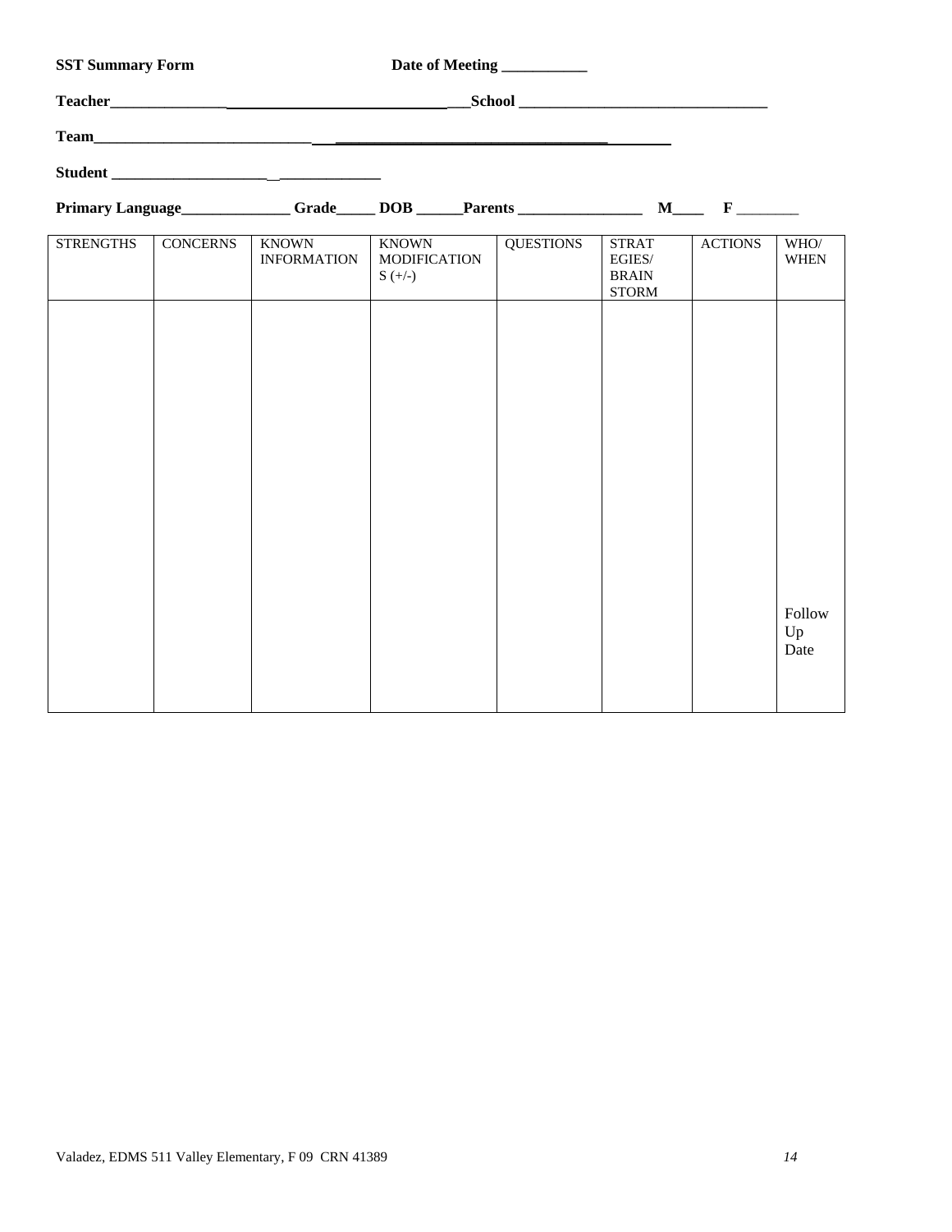**SST Summary Form** **Date of Meeting ___________**

**Teacher_____________________________________________ ___School _________________________________**

**Team___________________________________________________________________________**

**Student _____________________________________**

**Primary Language______________ Grade_____ DOB ______Parents ________________ M____ F ________**

| STRENGTHS | CONCERNS | KNOWN INFORMATION | KNOWN MODIFICATIONS (+/-) | QUESTIONS | STRATEGIES/ BRAINSTORM | ACTIONS | WHO/ WHEN |
|---|---|---|---|---|---|---|---|
| | | | | | | | Follow Up Date |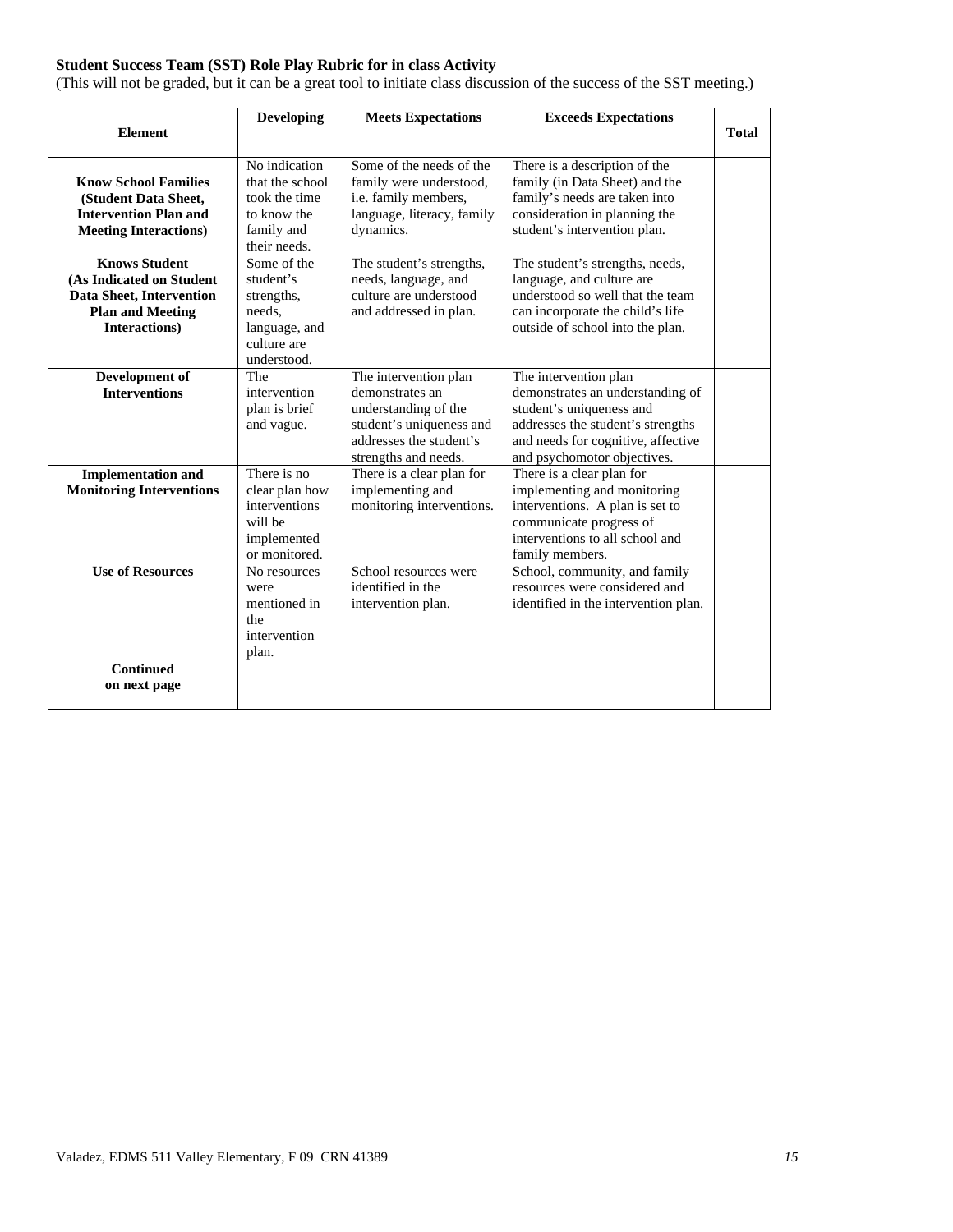**Student Success Team (SST) Role Play Rubric for in class Activity**
(This will not be graded, but it can be a great tool to initiate class discussion of the success of the SST meeting.)

| Element | Developing | Meets Expectations | Exceeds Expectations | Total |
|---|---|---|---|---|
| **Know School Families (Student Data Sheet, Intervention Plan and Meeting Interactions)** | No indication that the school took the time to know the family and their needs. | Some of the needs of the family were understood, i.e. family members, language, literacy, family dynamics. | There is a description of the family (in Data Sheet) and the family's needs are taken into consideration in planning the student's intervention plan. | |
| **Knows Student (As Indicated on Student Data Sheet, Intervention Plan and Meeting Interactions)** | Some of the student's strengths, needs, language, and culture are understood. | The student's strengths, needs, language, and culture are understood and addressed in plan. | The student's strengths, needs, language, and culture are understood so well that the team can incorporate the child's life outside of school into the plan. | |
| **Development of Interventions** | The intervention plan is brief and vague. | The intervention plan demonstrates an understanding of the student's uniqueness and addresses the student's strengths and needs. | The intervention plan demonstrates an understanding of student's uniqueness and addresses the student's strengths and needs for cognitive, affective and psychomotor objectives. | |
| **Implementation and Monitoring Interventions** | There is no clear plan how interventions will be implemented or monitored. | There is a clear plan for implementing and monitoring interventions. | There is a clear plan for implementing and monitoring interventions. A plan is set to communicate progress of interventions to all school and family members. | |
| **Use of Resources** | No resources were mentioned in the intervention plan. | School resources were identified in the intervention plan. | School, community, and family resources were considered and identified in the intervention plan. | |
| **Continued on next page** | | | | |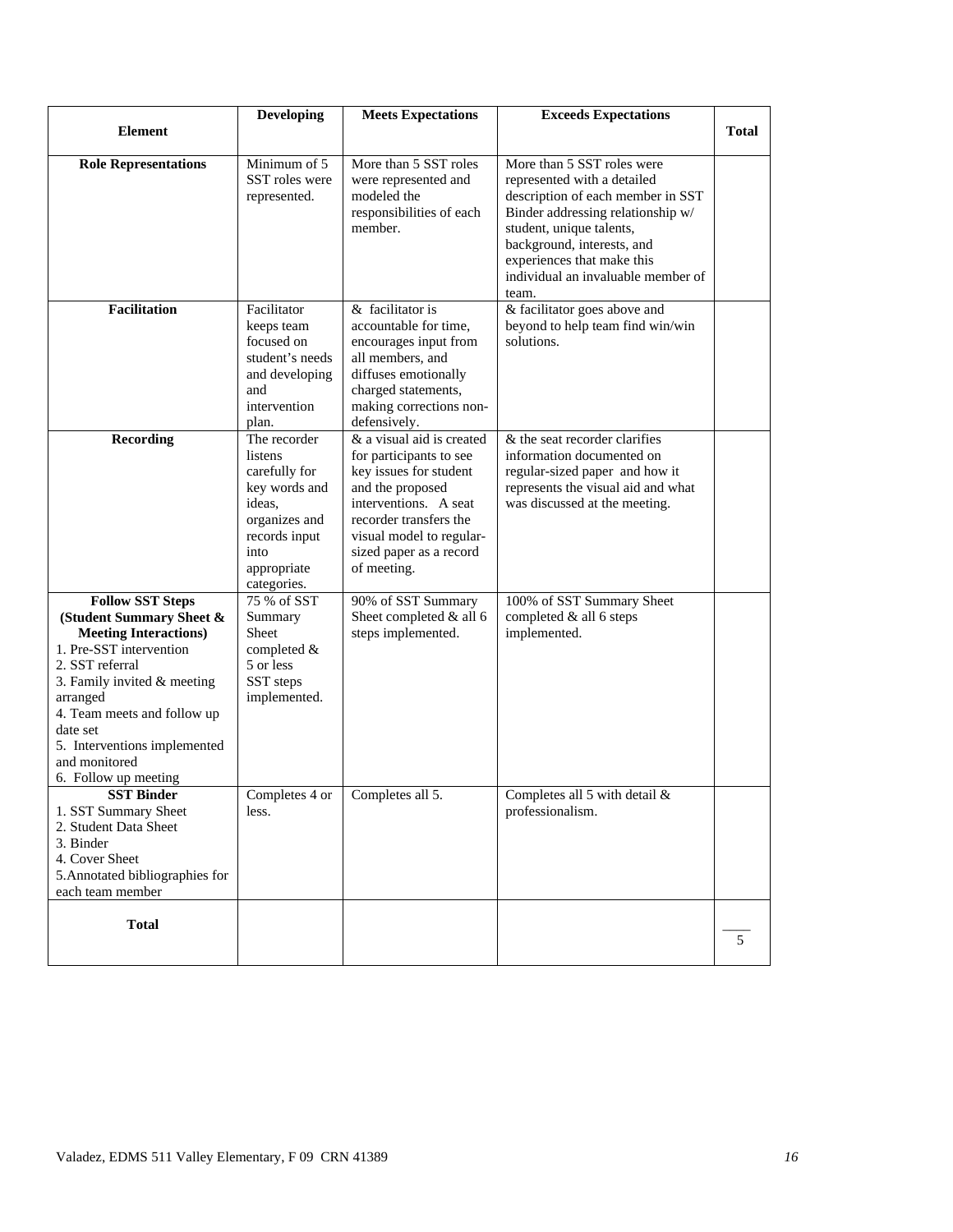| Element | Developing | Meets Expectations | Exceeds Expectations | Total |
|---|---|---|---|---|
| **Role Representations** | Minimum of 5 SST roles were represented. | More than 5 SST roles were represented and modeled the responsibilities of each member. | More than 5 SST roles were represented with a detailed description of each member in SST Binder addressing relationship w/ student, unique talents, background, interests, and experiences that make this individual an invaluable member of team. | |
| **Facilitation** | Facilitator keeps team focused on student's needs and developing and intervention plan. | & facilitator is accountable for time, encourages input from all members, and diffuses emotionally charged statements, making corrections non-defensively. | & facilitator goes above and beyond to help team find win/win solutions. | |
| **Recording** | The recorder listens carefully for key words and ideas, organizes and records input into appropriate categories. | & a visual aid is created for participants to see key issues for student and the proposed interventions. A seat recorder transfers the visual model to regular-sized paper as a record of meeting. | & the seat recorder clarifies information documented on regular-sized paper and how it represents the visual aid and what was discussed at the meeting. | |
| **Follow SST Steps (Student Summary Sheet & Meeting Interactions)**<br>1. Pre-SST intervention<br>2. SST referral<br>3. Family invited & meeting arranged<br>4. Team meets and follow up date set<br>5. Interventions implemented and monitored<br>6. Follow up meeting | 75 % of SST Summary Sheet completed & 5 or less SST steps implemented. | 90% of SST Summary Sheet completed & all 6 steps implemented. | 100% of SST Summary Sheet completed & all 6 steps implemented. | |
| **SST Binder**<br>1. SST Summary Sheet<br>2. Student Data Sheet<br>3. Binder<br>4. Cover Sheet<br>5. Annotated bibliographies for each team member | Completes 4 or less. | Completes all 5. | Completes all 5 with detail & professionalism. | |
| **Total** | | | | ____ / 5 |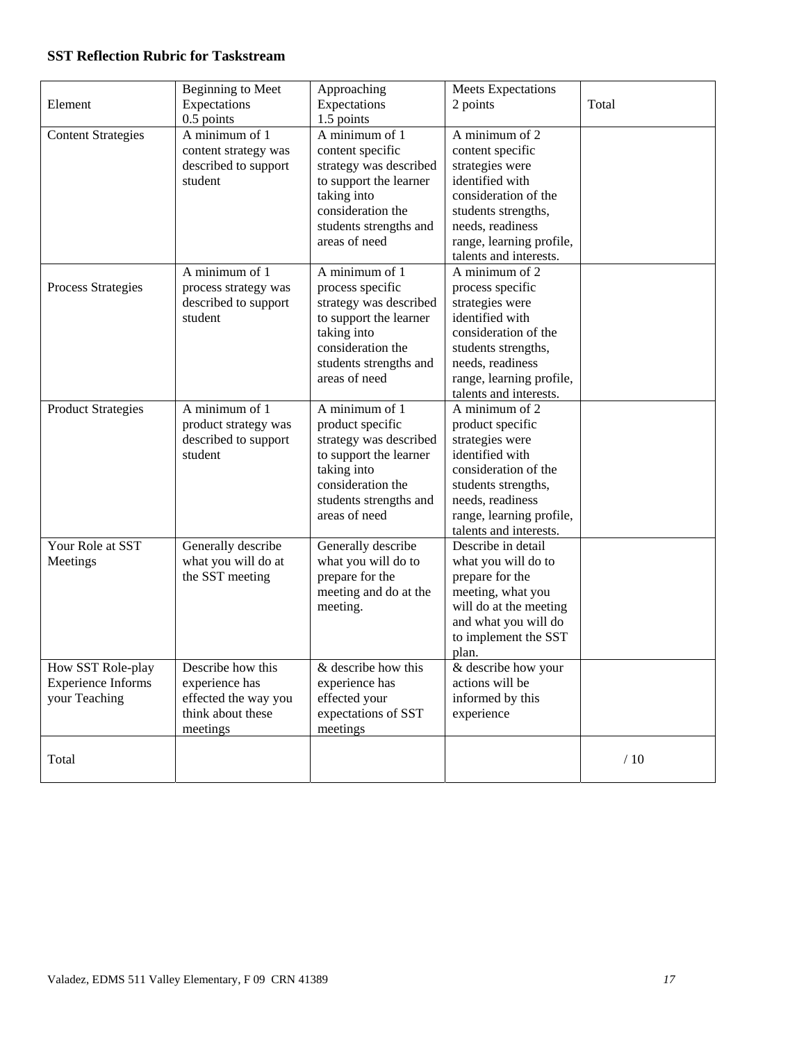**SST Reflection Rubric for Taskstream**

| Element | Beginning to Meet Expectations 0.5 points | Approaching Expectations 1.5 points | Meets Expectations 2 points | Total |
|---|---|---|---|---|
| Content Strategies | A minimum of 1 content strategy was described to support student | A minimum of 1 content specific strategy was described to support the learner taking into consideration the students strengths and areas of need | A minimum of 2 content specific strategies were identified with consideration of the students strengths, needs, readiness range, learning profile, talents and interests. | |
| Process Strategies | A minimum of 1 process strategy was described to support student | A minimum of 1 process specific strategy was described to support the learner taking into consideration the students strengths and areas of need | A minimum of 2 process specific strategies were identified with consideration of the students strengths, needs, readiness range, learning profile, talents and interests. | |
| Product Strategies | A minimum of 1 product strategy was described to support student | A minimum of 1 product specific strategy was described to support the learner taking into consideration the students strengths and areas of need | A minimum of 2 product specific strategies were identified with consideration of the students strengths, needs, readiness range, learning profile, talents and interests. | |
| Your Role at SST Meetings | Generally describe what you will do at the SST meeting | Generally describe what you will do to prepare for the meeting and do at the meeting. | Describe in detail what you will do to prepare for the meeting, what you will do at the meeting and what you will do to implement the SST plan. | |
| How SST Role-play Experience Informs your Teaching | Describe how this experience has effected the way you think about these meetings | & describe how this experience has effected your expectations of SST meetings | & describe how your actions will be informed by this experience | |
| Total | | | | / 10 |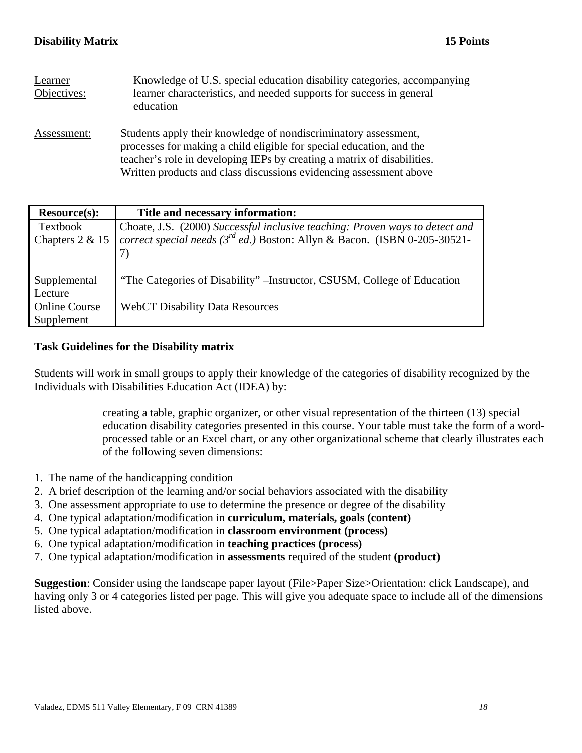**Disability Matrix** **15 Points**

Learner Objectives: Knowledge of U.S. special education disability categories, accompanying learner characteristics, and needed supports for success in general education

Assessment: Students apply their knowledge of nondiscriminatory assessment, processes for making a child eligible for special education, and the teacher's role in developing IEPs by creating a matrix of disabilities. Written products and class discussions evidencing assessment above

| Resource(s): | Title and necessary information: |
|---|---|
| Textbook Chapters 2 & 15 | Choate, J.S. (2000) *Successful inclusive teaching: Proven ways to detect and correct special needs (3rd ed.)* Boston: Allyn & Bacon. (ISBN 0-205-30521-7) |
| Supplemental Lecture | "The Categories of Disability" –Instructor, CSUSM, College of Education |
| Online Course Supplement | WebCT Disability Data Resources |

**Task Guidelines for the Disability matrix**

Students will work in small groups to apply their knowledge of the categories of disability recognized by the Individuals with Disabilities Education Act (IDEA) by:

creating a table, graphic organizer, or other visual representation of the thirteen (13) special education disability categories presented in this course. Your table must take the form of a word-processed table or an Excel chart, or any other organizational scheme that clearly illustrates each of the following seven dimensions:

1. The name of the handicapping condition
2. A brief description of the learning and/or social behaviors associated with the disability
3. One assessment appropriate to use to determine the presence or degree of the disability
4. One typical adaptation/modification in **curriculum, materials, goals (content)**
5. One typical adaptation/modification in **classroom environment (process)**
6. One typical adaptation/modification in **teaching practices (process)**
7. One typical adaptation/modification in **assessments** required of the student **(product)**

**Suggestion**: Consider using the landscape paper layout (File>Paper Size>Orientation: click Landscape), and having only 3 or 4 categories listed per page. This will give you adequate space to include all of the dimensions listed above.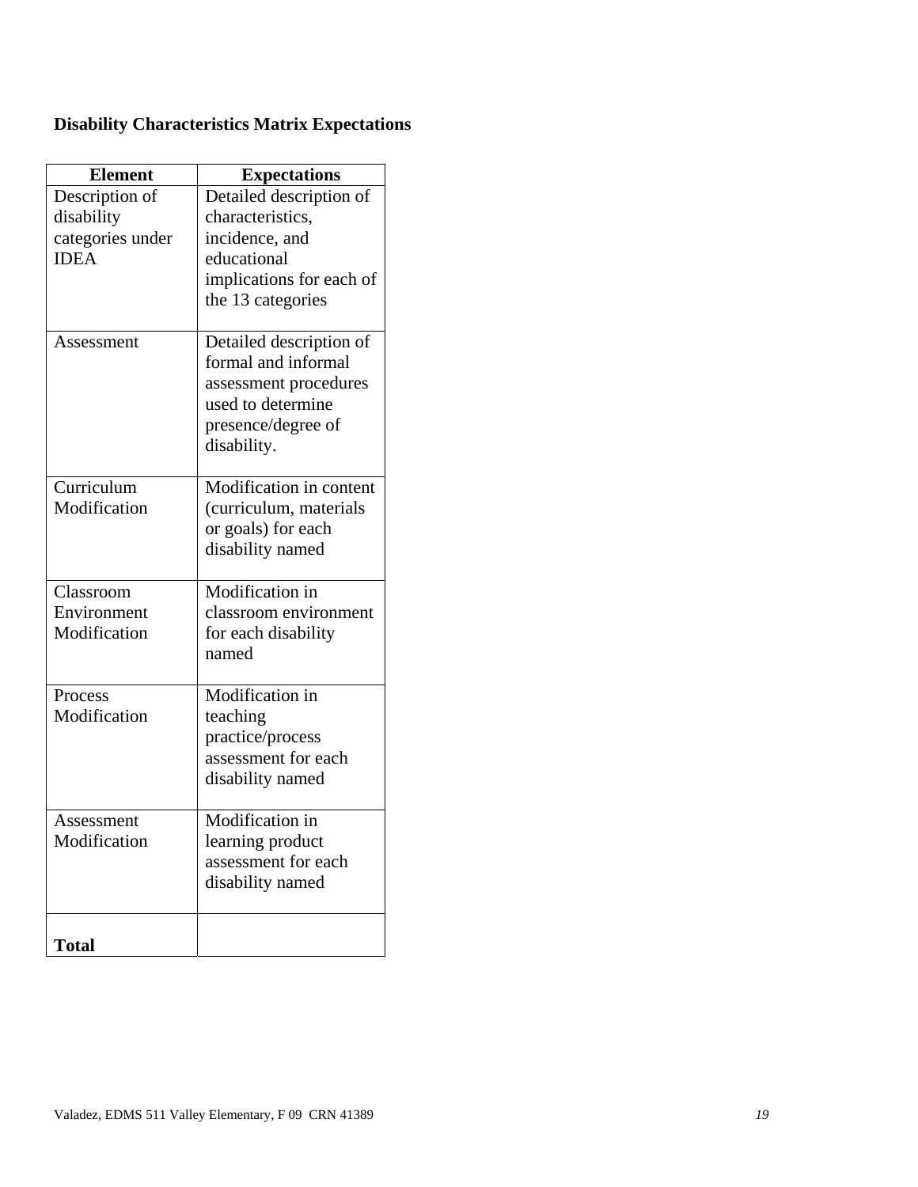**Disability Characteristics Matrix Expectations**

| Element | Expectations |
|---|---|
| Description of disability categories under IDEA | Detailed description of characteristics, incidence, and educational implications for each of the 13 categories |
| Assessment | Detailed description of formal and informal assessment procedures used to determine presence/degree of disability. |
| Curriculum Modification | Modification in content (curriculum, materials or goals) for each disability named |
| Classroom Environment Modification | Modification in classroom environment for each disability named |
| Process Modification | Modification in teaching practice/process assessment for each disability named |
| Assessment Modification | Modification in learning product assessment for each disability named |
| **Total** | |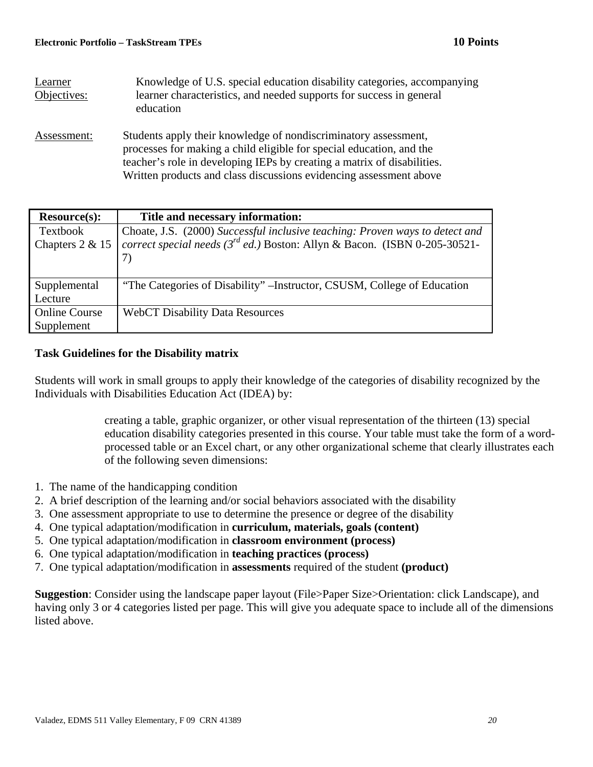**Electronic Portfolio – TaskStream TPEs** **10 Points**

Learner Objectives: Knowledge of U.S. special education disability categories, accompanying learner characteristics, and needed supports for success in general education

Assessment: Students apply their knowledge of nondiscriminatory assessment, processes for making a child eligible for special education, and the teacher's role in developing IEPs by creating a matrix of disabilities. Written products and class discussions evidencing assessment above

| Resource(s): | Title and necessary information: |
|---|---|
| Textbook Chapters 2 & 15 | Choate, J.S. (2000) *Successful inclusive teaching: Proven ways to detect and correct special needs (3rd ed.)* Boston: Allyn & Bacon. (ISBN 0-205-30521-7) |
| Supplemental Lecture | "The Categories of Disability" –Instructor, CSUSM, College of Education |
| Online Course Supplement | WebCT Disability Data Resources |

**Task Guidelines for the Disability matrix**

Students will work in small groups to apply their knowledge of the categories of disability recognized by the Individuals with Disabilities Education Act (IDEA) by:

creating a table, graphic organizer, or other visual representation of the thirteen (13) special education disability categories presented in this course. Your table must take the form of a word-processed table or an Excel chart, or any other organizational scheme that clearly illustrates each of the following seven dimensions:

1. The name of the handicapping condition
2. A brief description of the learning and/or social behaviors associated with the disability
3. One assessment appropriate to use to determine the presence or degree of the disability
4. One typical adaptation/modification in **curriculum, materials, goals (content)**
5. One typical adaptation/modification in **classroom environment (process)**
6. One typical adaptation/modification in **teaching practices (process)**
7. One typical adaptation/modification in **assessments** required of the student **(product)**

**Suggestion**: Consider using the landscape paper layout (File>Paper Size>Orientation: click Landscape), and having only 3 or 4 categories listed per page. This will give you adequate space to include all of the dimensions listed above.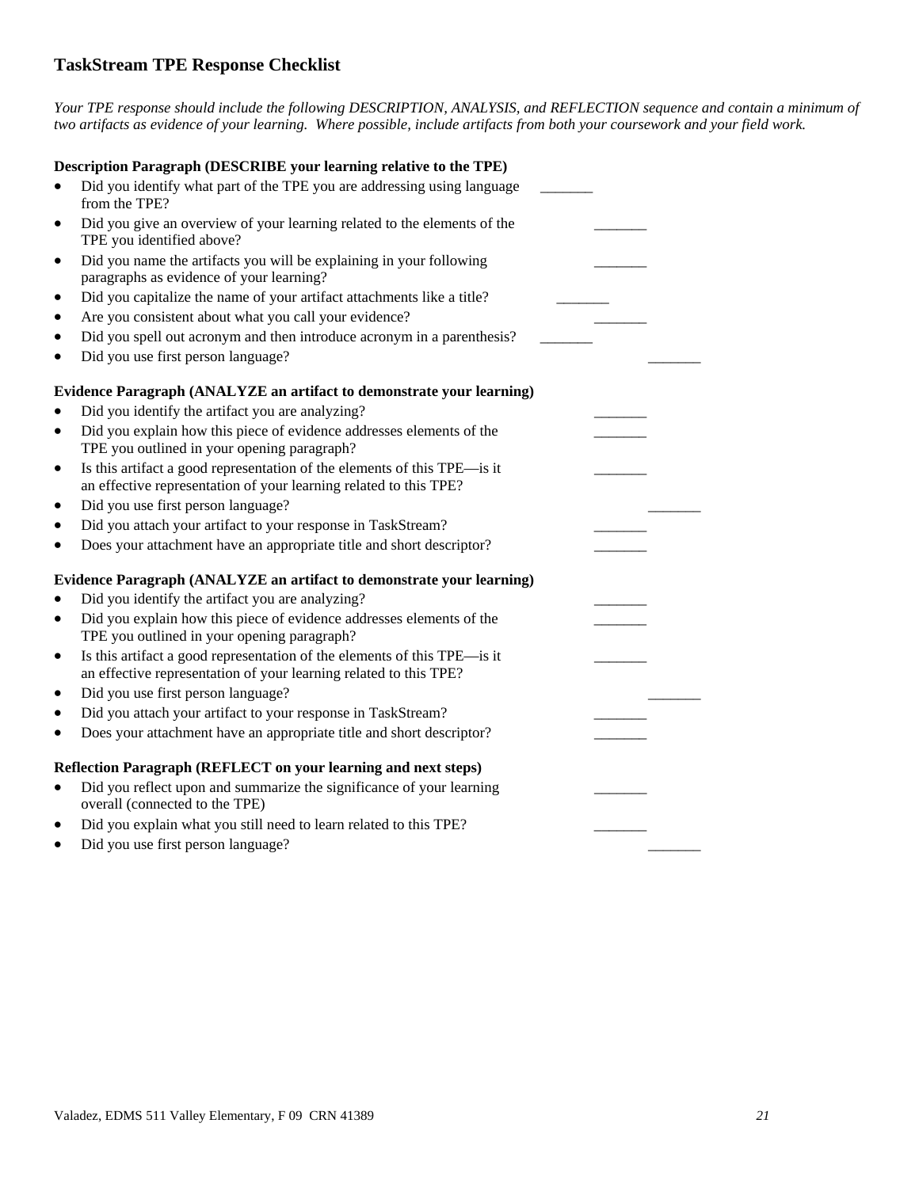## TaskStream TPE Response Checklist

*Your TPE response should include the following DESCRIPTION, ANALYSIS, and REFLECTION sequence and contain a minimum of two artifacts as evidence of your learning. Where possible, include artifacts from both your coursework and your field work.*

**Description Paragraph (DESCRIBE your learning relative to the TPE)**

- Did you identify what part of the TPE you are addressing using language from the TPE? _______
- Did you give an overview of your learning related to the elements of the TPE you identified above? _______
- Did you name the artifacts you will be explaining in your following paragraphs as evidence of your learning? _______
- Did you capitalize the name of your artifact attachments like a title? _______
- Are you consistent about what you call your evidence? _______
- Did you spell out acronym and then introduce acronym in a parenthesis? _______
- Did you use first person language? _______

**Evidence Paragraph (ANALYZE an artifact to demonstrate your learning)**

- Did you identify the artifact you are analyzing? _______
- Did you explain how this piece of evidence addresses elements of the TPE you outlined in your opening paragraph? _______
- Is this artifact a good representation of the elements of this TPE—is it an effective representation of your learning related to this TPE? _______
- Did you use first person language? _______
- Did you attach your artifact to your response in TaskStream? _______
- Does your attachment have an appropriate title and short descriptor? _______

**Evidence Paragraph (ANALYZE an artifact to demonstrate your learning)**

- Did you identify the artifact you are analyzing? _______
- Did you explain how this piece of evidence addresses elements of the TPE you outlined in your opening paragraph? _______
- Is this artifact a good representation of the elements of this TPE—is it an effective representation of your learning related to this TPE? _______
- Did you use first person language? _______
- Did you attach your artifact to your response in TaskStream? _______
- Does your attachment have an appropriate title and short descriptor? _______

**Reflection Paragraph (REFLECT on your learning and next steps)**

- Did you reflect upon and summarize the significance of your learning overall (connected to the TPE) _______
- Did you explain what you still need to learn related to this TPE? _______
- Did you use first person language? _______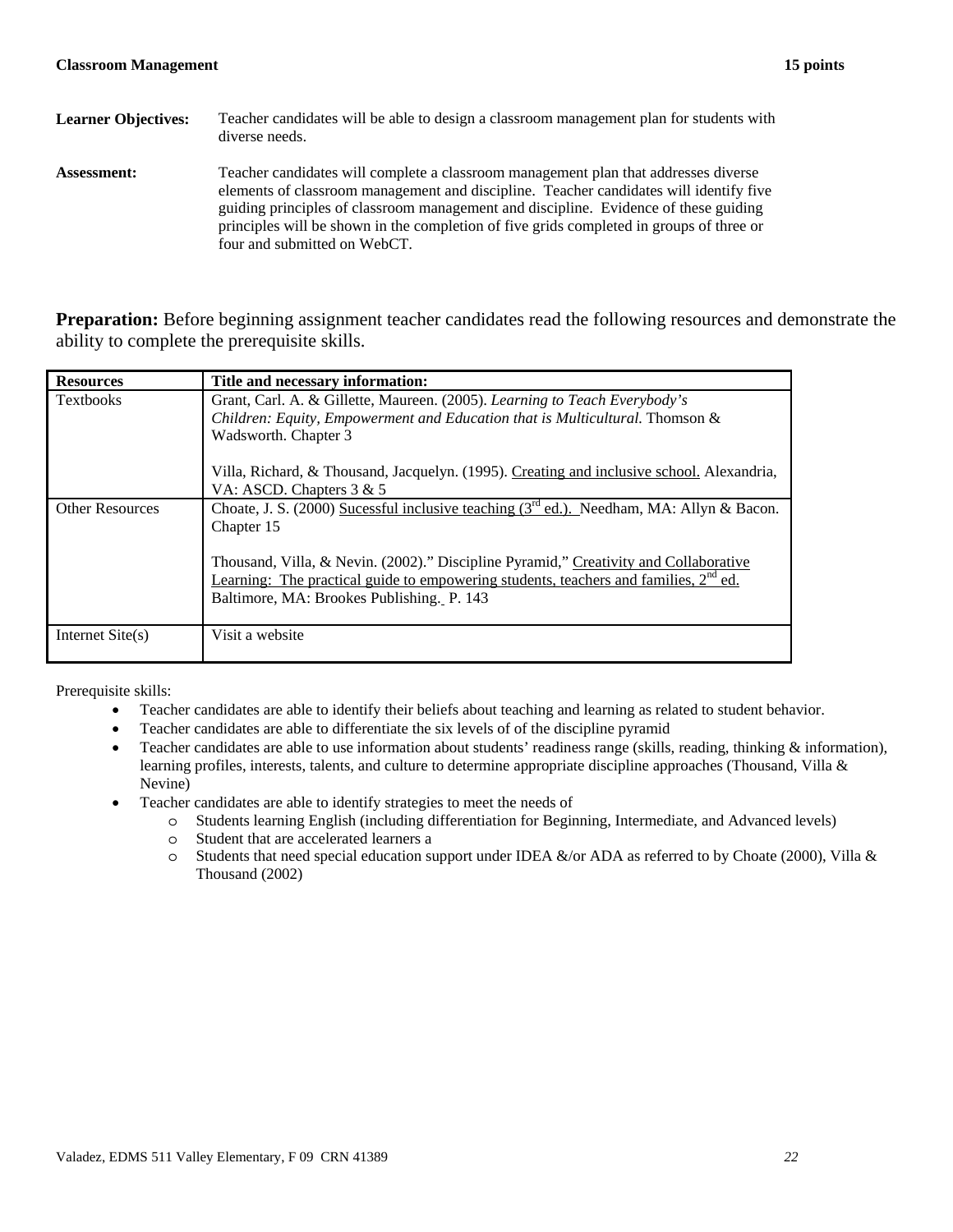**Classroom Management** **15 points**

**Learner Objectives:** Teacher candidates will be able to design a classroom management plan for students with diverse needs.

**Assessment:** Teacher candidates will complete a classroom management plan that addresses diverse elements of classroom management and discipline. Teacher candidates will identify five guiding principles of classroom management and discipline. Evidence of these guiding principles will be shown in the completion of five grids completed in groups of three or four and submitted on WebCT.

**Preparation:** Before beginning assignment teacher candidates read the following resources and demonstrate the ability to complete the prerequisite skills.

| Resources | Title and necessary information: |
|---|---|
| Textbooks | Grant, Carl. A. & Gillette, Maureen. (2005). *Learning to Teach Everybody's Children: Equity, Empowerment and Education that is Multicultural.* Thomson & Wadsworth. Chapter 3<br><br>Villa, Richard, & Thousand, Jacquelyn. (1995). Creating and inclusive school. Alexandria, VA: ASCD. Chapters 3 & 5 |
| Other Resources | Choate, J. S. (2000) Sucessful inclusive teaching (3rd ed.). Needham, MA: Allyn & Bacon. Chapter 15<br><br>Thousand, Villa, & Nevin. (2002)." Discipline Pyramid," Creativity and Collaborative Learning: The practical guide to empowering students, teachers and families, 2nd ed. Baltimore, MA: Brookes Publishing. P. 143 |
| Internet Site(s) | Visit a website |

Prerequisite skills:

- Teacher candidates are able to identify their beliefs about teaching and learning as related to student behavior.
- Teacher candidates are able to differentiate the six levels of of the discipline pyramid
- Teacher candidates are able to use information about students' readiness range (skills, reading, thinking & information), learning profiles, interests, talents, and culture to determine appropriate discipline approaches (Thousand, Villa & Nevine)
- Teacher candidates are able to identify strategies to meet the needs of
  - Students learning English (including differentiation for Beginning, Intermediate, and Advanced levels)
  - Student that are accelerated learners a
  - Students that need special education support under IDEA &/or ADA as referred to by Choate (2000), Villa & Thousand (2002)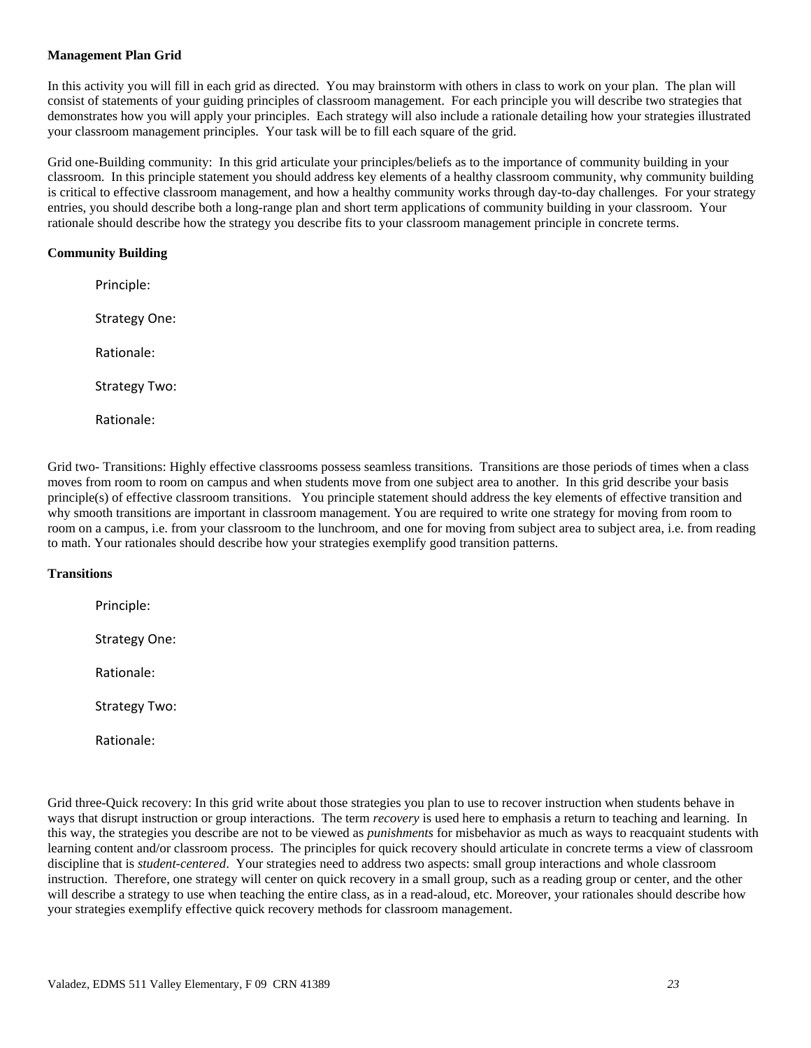**Management Plan Grid**

In this activity you will fill in each grid as directed. You may brainstorm with others in class to work on your plan. The plan will consist of statements of your guiding principles of classroom management. For each principle you will describe two strategies that demonstrates how you will apply your principles. Each strategy will also include a rationale detailing how your strategies illustrated your classroom management principles. Your task will be to fill each square of the grid.

Grid one-Building community: In this grid articulate your principles/beliefs as to the importance of community building in your classroom. In this principle statement you should address key elements of a healthy classroom community, why community building is critical to effective classroom management, and how a healthy community works through day-to-day challenges. For your strategy entries, you should describe both a long-range plan and short term applications of community building in your classroom. Your rationale should describe how the strategy you describe fits to your classroom management principle in concrete terms.

**Community Building**

Principle:

Strategy One:

Rationale:

Strategy Two:

Rationale:

Grid two- Transitions: Highly effective classrooms possess seamless transitions. Transitions are those periods of times when a class moves from room to room on campus and when students move from one subject area to another. In this grid describe your basis principle(s) of effective classroom transitions. You principle statement should address the key elements of effective transition and why smooth transitions are important in classroom management. You are required to write one strategy for moving from room to room on a campus, i.e. from your classroom to the lunchroom, and one for moving from subject area to subject area, i.e. from reading to math. Your rationales should describe how your strategies exemplify good transition patterns.

**Transitions**

Principle:

Strategy One:

Rationale:

Strategy Two:

Rationale:

Grid three-Quick recovery: In this grid write about those strategies you plan to use to recover instruction when students behave in ways that disrupt instruction or group interactions. The term *recovery* is used here to emphasis a return to teaching and learning. In this way, the strategies you describe are not to be viewed as *punishments* for misbehavior as much as ways to reacquaint students with learning content and/or classroom process. The principles for quick recovery should articulate in concrete terms a view of classroom discipline that is *student-centered*. Your strategies need to address two aspects: small group interactions and whole classroom instruction. Therefore, one strategy will center on quick recovery in a small group, such as a reading group or center, and the other will describe a strategy to use when teaching the entire class, as in a read-aloud, etc. Moreover, your rationales should describe how your strategies exemplify effective quick recovery methods for classroom management.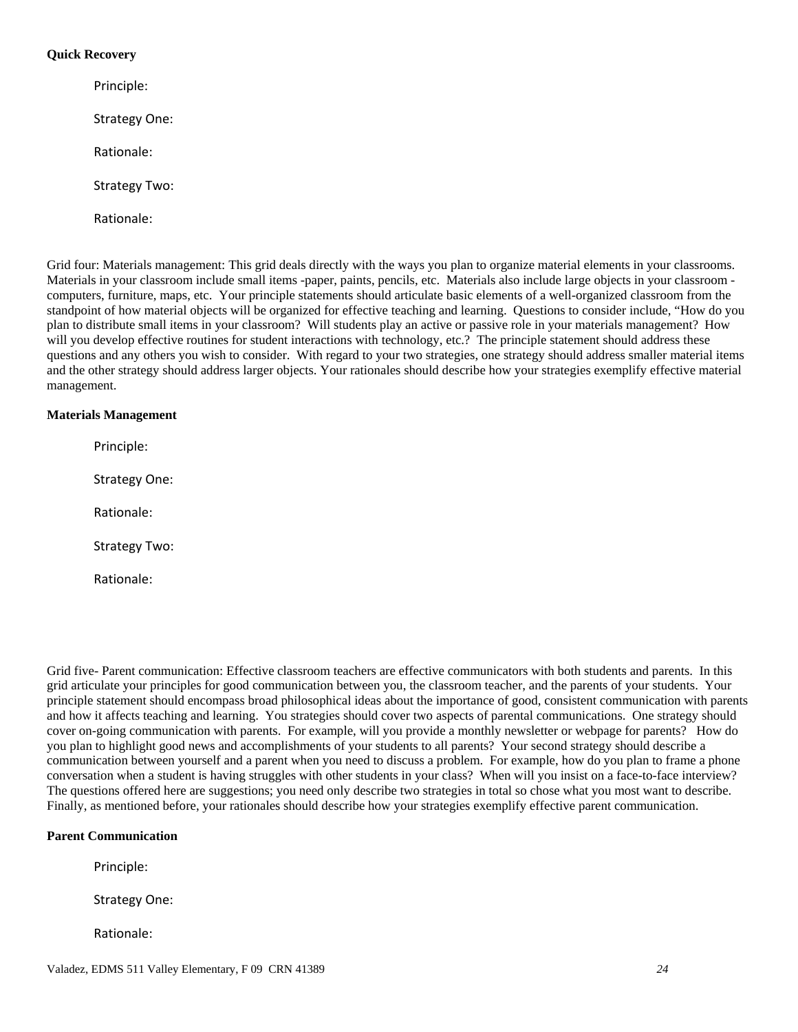**Quick Recovery**

Principle:

Strategy One:

Rationale:

Strategy Two:

Rationale:

Grid four: Materials management: This grid deals directly with the ways you plan to organize material elements in your classrooms. Materials in your classroom include small items -paper, paints, pencils, etc. Materials also include large objects in your classroom - computers, furniture, maps, etc. Your principle statements should articulate basic elements of a well-organized classroom from the standpoint of how material objects will be organized for effective teaching and learning. Questions to consider include, "How do you plan to distribute small items in your classroom? Will students play an active or passive role in your materials management? How will you develop effective routines for student interactions with technology, etc.? The principle statement should address these questions and any others you wish to consider. With regard to your two strategies, one strategy should address smaller material items and the other strategy should address larger objects. Your rationales should describe how your strategies exemplify effective material management.

**Materials Management**

Principle:

Strategy One:

Rationale:

Strategy Two:

Rationale:

Grid five- Parent communication: Effective classroom teachers are effective communicators with both students and parents. In this grid articulate your principles for good communication between you, the classroom teacher, and the parents of your students. Your principle statement should encompass broad philosophical ideas about the importance of good, consistent communication with parents and how it affects teaching and learning. You strategies should cover two aspects of parental communications. One strategy should cover on-going communication with parents. For example, will you provide a monthly newsletter or webpage for parents? How do you plan to highlight good news and accomplishments of your students to all parents? Your second strategy should describe a communication between yourself and a parent when you need to discuss a problem. For example, how do you plan to frame a phone conversation when a student is having struggles with other students in your class? When will you insist on a face-to-face interview? The questions offered here are suggestions; you need only describe two strategies in total so chose what you most want to describe. Finally, as mentioned before, your rationales should describe how your strategies exemplify effective parent communication.

**Parent Communication**

Principle:

Strategy One:

Rationale: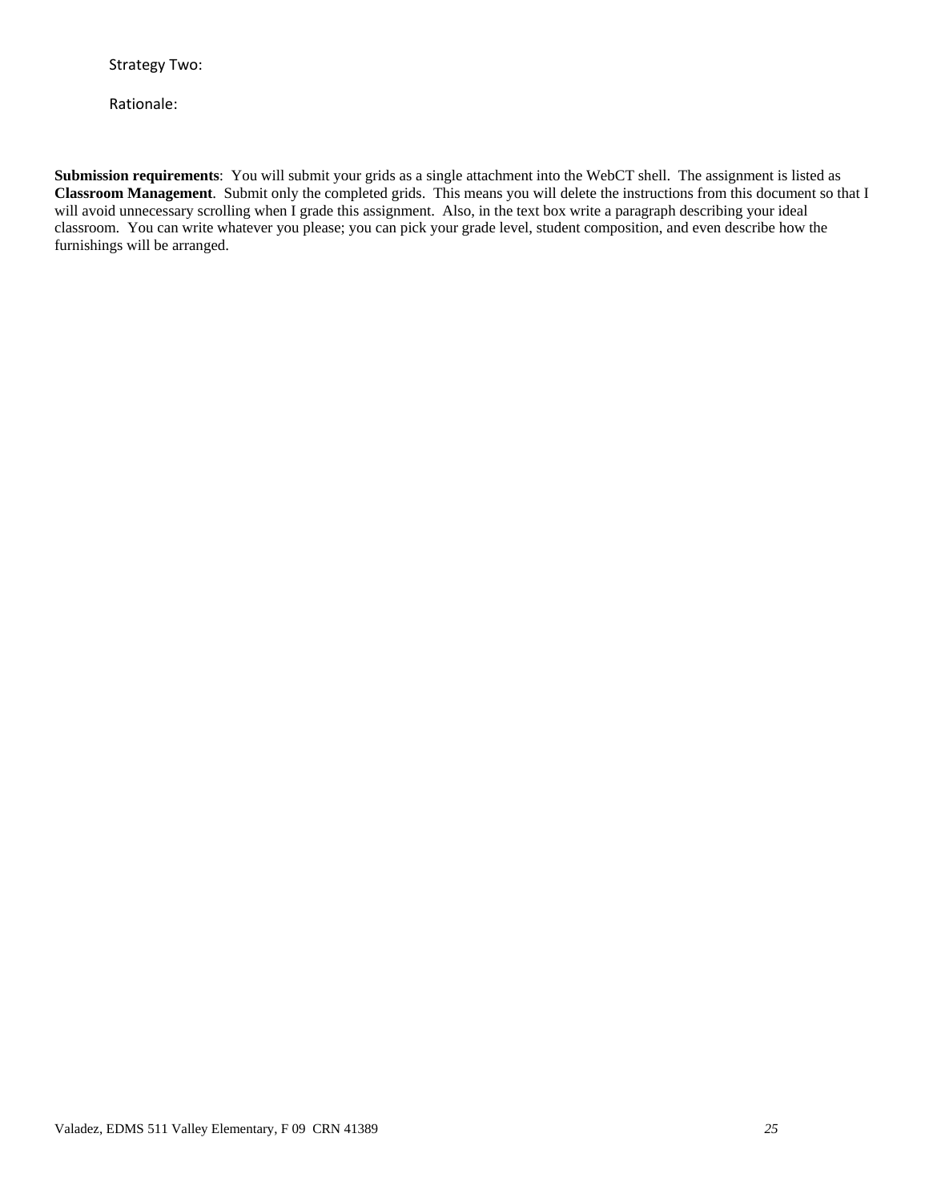Strategy Two:

Rationale:

**Submission requirements**: You will submit your grids as a single attachment into the WebCT shell. The assignment is listed as **Classroom Management**. Submit only the completed grids. This means you will delete the instructions from this document so that I will avoid unnecessary scrolling when I grade this assignment. Also, in the text box write a paragraph describing your ideal classroom. You can write whatever you please; you can pick your grade level, student composition, and even describe how the furnishings will be arranged.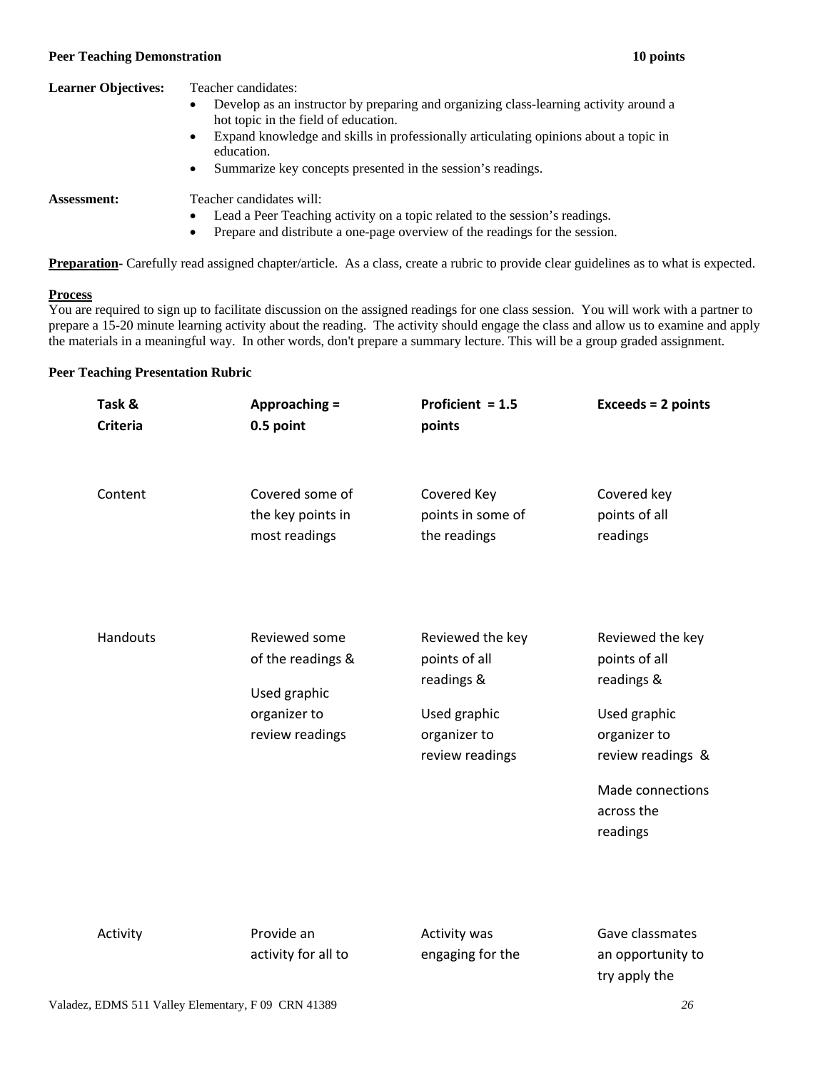**Peer Teaching Demonstration** **10 points**

**Learner Objectives:** Teacher candidates:

- Develop as an instructor by preparing and organizing class-learning activity around a hot topic in the field of education.
- Expand knowledge and skills in professionally articulating opinions about a topic in education.
- Summarize key concepts presented in the session's readings.

**Assessment:** Teacher candidates will:

- Lead a Peer Teaching activity on a topic related to the session's readings.
- Prepare and distribute a one-page overview of the readings for the session.

**Preparation**- Carefully read assigned chapter/article. As a class, create a rubric to provide clear guidelines as to what is expected.

**Process**

You are required to sign up to facilitate discussion on the assigned readings for one class session. You will work with a partner to prepare a 15-20 minute learning activity about the reading. The activity should engage the class and allow us to examine and apply the materials in a meaningful way. In other words, don't prepare a summary lecture. This will be a group graded assignment.

**Peer Teaching Presentation Rubric**

| Task & Criteria | Approaching = 0.5 point | Proficient = 1.5 points | Exceeds = 2 points |
|---|---|---|---|
| Content | Covered some of the key points in most readings | Covered Key points in some of the readings | Covered key points of all readings |
| Handouts | Reviewed some of the readings & Used graphic organizer to review readings | Reviewed the key points of all readings & Used graphic organizer to review readings | Reviewed the key points of all readings & Used graphic organizer to review readings & Made connections across the readings |
| Activity | Provide an activity for all to | Activity was engaging for the | Gave classmates an opportunity to try apply the |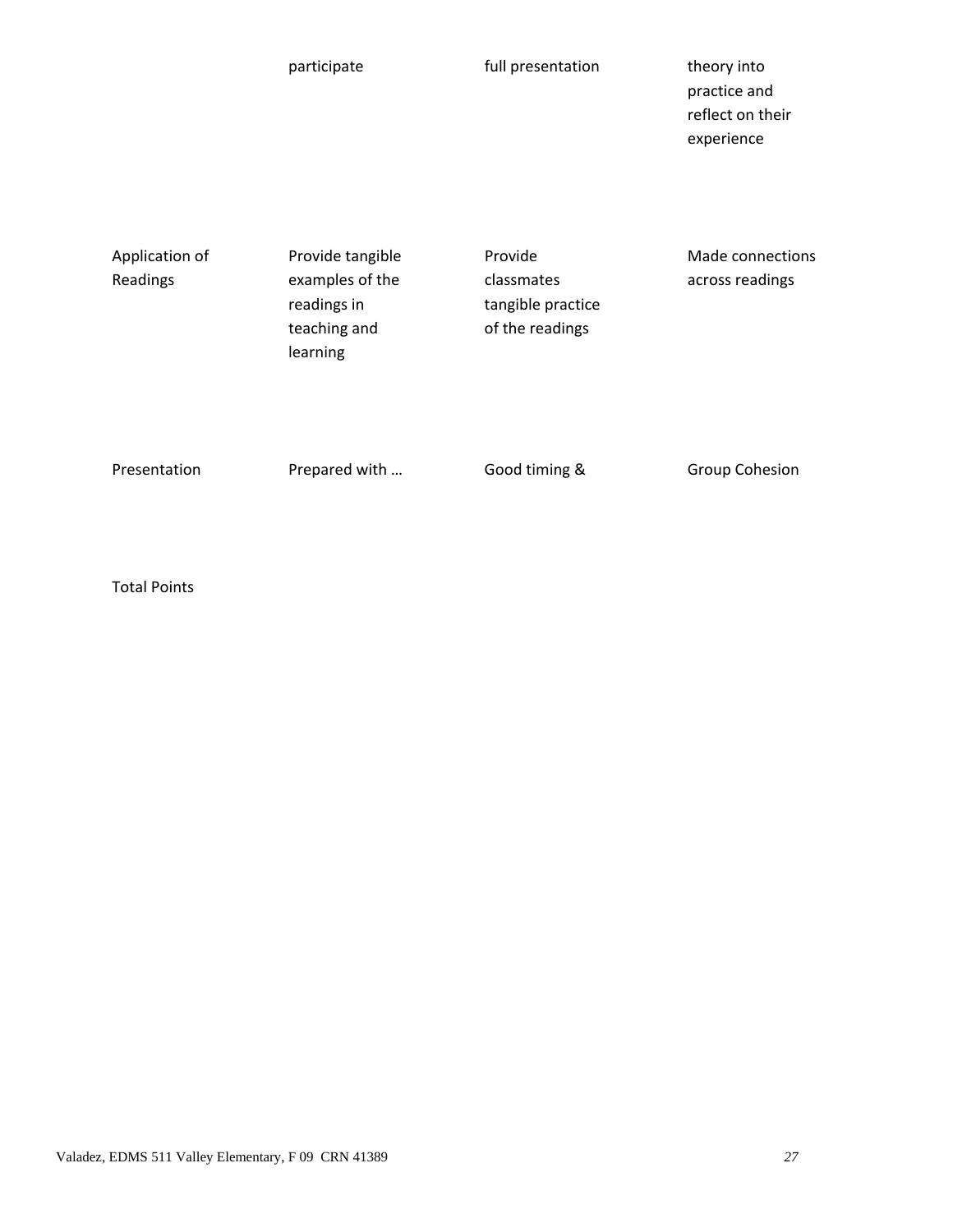| | | | |
|---|---|---|---|
| | participate | full presentation | theory into practice and reflect on their experience |
| Application of Readings | Provide tangible examples of the readings in teaching and learning | Provide classmates tangible practice of the readings | Made connections across readings |
| Presentation | Prepared with … | Good timing & | Group Cohesion |
| Total Points | | | |